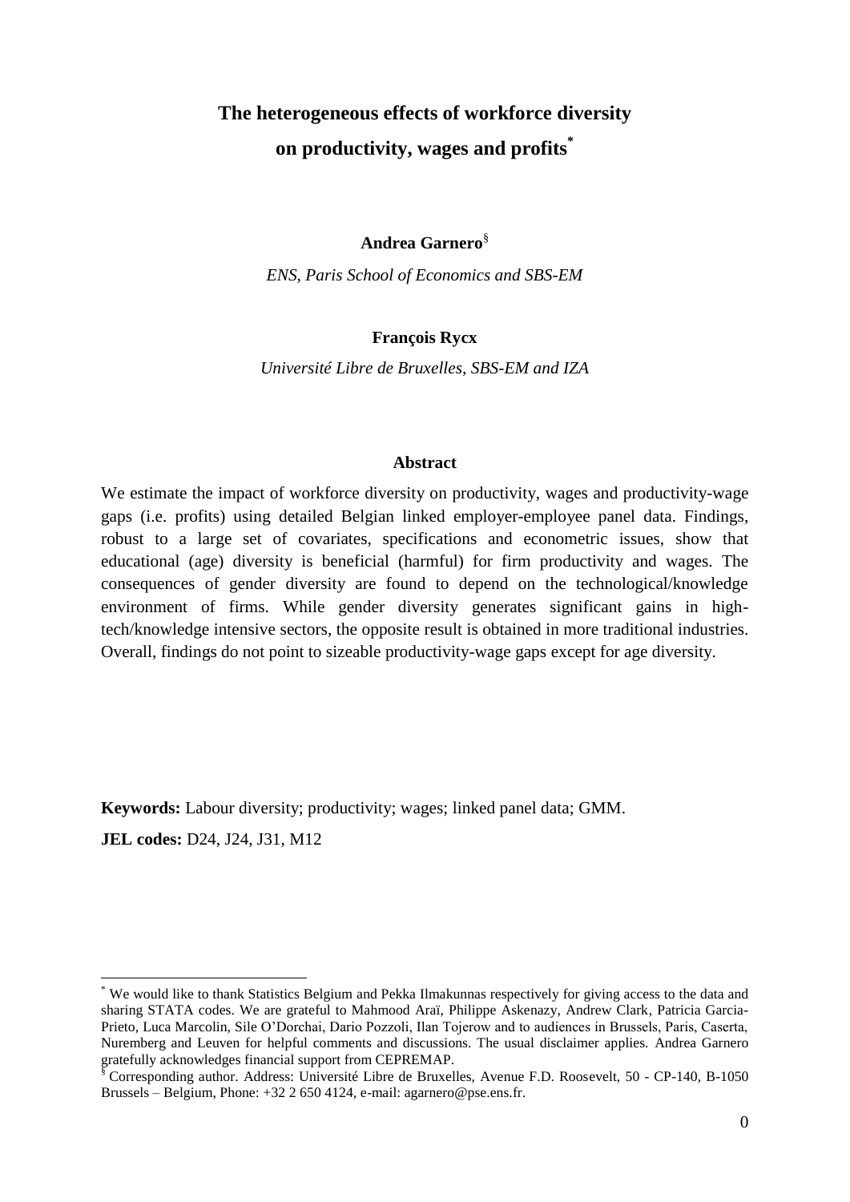# The heterogeneous effects of workforce diversity on productivity, wages and profits[*]

**Andrea Garnero**[§]

*ENS, Paris School of Economics and SBS-EM*

**François Rycx**

*Université Libre de Bruxelles, SBS-EM and IZA*

## Abstract

We estimate the impact of workforce diversity on productivity, wages and productivity-wage gaps (i.e. profits) using detailed Belgian linked employer-employee panel data. Findings, robust to a large set of covariates, specifications and econometric issues, show that educational (age) diversity is beneficial (harmful) for firm productivity and wages. The consequences of gender diversity are found to depend on the technological/knowledge environment of firms. While gender diversity generates significant gains in high-tech/knowledge intensive sectors, the opposite result is obtained in more traditional industries. Overall, findings do not point to sizeable productivity-wage gaps except for age diversity.

**Keywords:** Labour diversity; productivity; wages; linked panel data; GMM.

**JEL codes:** D24, J24, J31, M12

---

[*] We would like to thank Statistics Belgium and Pekka Ilmakunnas respectively for giving access to the data and sharing STATA codes. We are grateful to Mahmood Araï, Philippe Askenazy, Andrew Clark, Patricia Garcia-Prieto, Luca Marcolin, Sile O'Dorchai, Dario Pozzoli, Ilan Tojerow and to audiences in Brussels, Paris, Caserta, Nuremberg and Leuven for helpful comments and discussions. The usual disclaimer applies. Andrea Garnero gratefully acknowledges financial support from CEPREMAP.

[§] Corresponding author. Address: Université Libre de Bruxelles, Avenue F.D. Roosevelt, 50 - CP-140, B-1050 Brussels – Belgium, Phone: +32 2 650 4124, e-mail: agarnero@pse.ens.fr.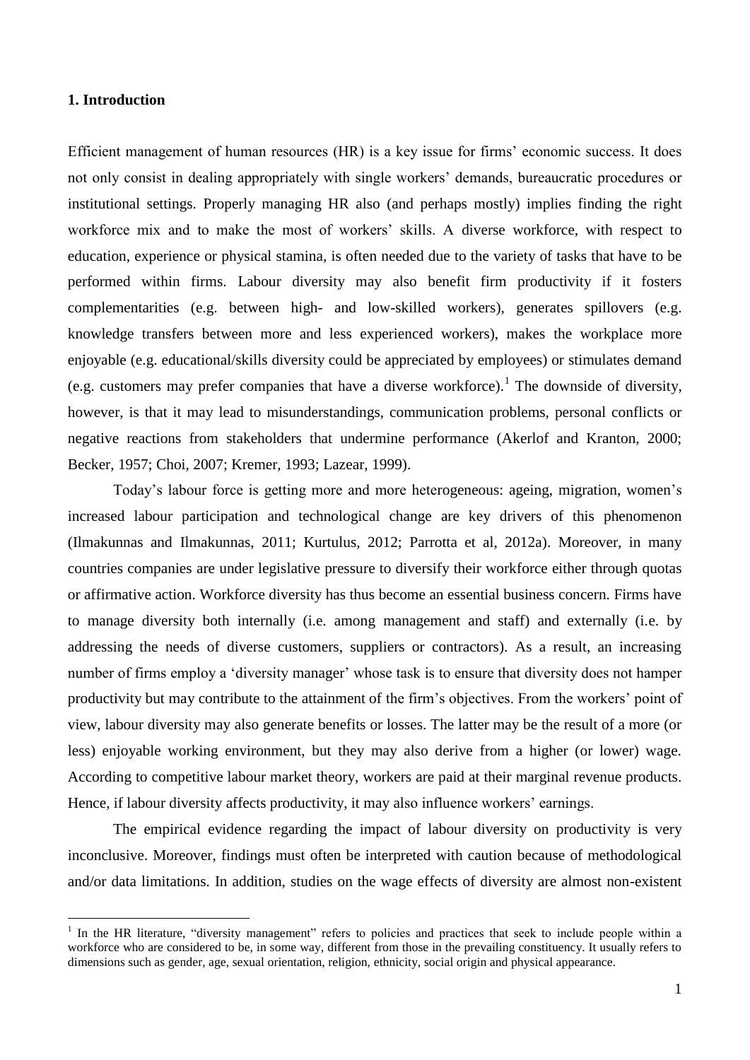## 1. Introduction

Efficient management of human resources (HR) is a key issue for firms' economic success. It does not only consist in dealing appropriately with single workers' demands, bureaucratic procedures or institutional settings. Properly managing HR also (and perhaps mostly) implies finding the right workforce mix and to make the most of workers' skills. A diverse workforce, with respect to education, experience or physical stamina, is often needed due to the variety of tasks that have to be performed within firms. Labour diversity may also benefit firm productivity if it fosters complementarities (e.g. between high- and low-skilled workers), generates spillovers (e.g. knowledge transfers between more and less experienced workers), makes the workplace more enjoyable (e.g. educational/skills diversity could be appreciated by employees) or stimulates demand (e.g. customers may prefer companies that have a diverse workforce).[1] The downside of diversity, however, is that it may lead to misunderstandings, communication problems, personal conflicts or negative reactions from stakeholders that undermine performance (Akerlof and Kranton, 2000; Becker, 1957; Choi, 2007; Kremer, 1993; Lazear, 1999).

Today's labour force is getting more and more heterogeneous: ageing, migration, women's increased labour participation and technological change are key drivers of this phenomenon (Ilmakunnas and Ilmakunnas, 2011; Kurtulus, 2012; Parrotta et al, 2012a). Moreover, in many countries companies are under legislative pressure to diversify their workforce either through quotas or affirmative action. Workforce diversity has thus become an essential business concern. Firms have to manage diversity both internally (i.e. among management and staff) and externally (i.e. by addressing the needs of diverse customers, suppliers or contractors). As a result, an increasing number of firms employ a 'diversity manager' whose task is to ensure that diversity does not hamper productivity but may contribute to the attainment of the firm's objectives. From the workers' point of view, labour diversity may also generate benefits or losses. The latter may be the result of a more (or less) enjoyable working environment, but they may also derive from a higher (or lower) wage. According to competitive labour market theory, workers are paid at their marginal revenue products. Hence, if labour diversity affects productivity, it may also influence workers' earnings.

The empirical evidence regarding the impact of labour diversity on productivity is very inconclusive. Moreover, findings must often be interpreted with caution because of methodological and/or data limitations. In addition, studies on the wage effects of diversity are almost non-existent

[1] In the HR literature, "diversity management" refers to policies and practices that seek to include people within a workforce who are considered to be, in some way, different from those in the prevailing constituency. It usually refers to dimensions such as gender, age, sexual orientation, religion, ethnicity, social origin and physical appearance.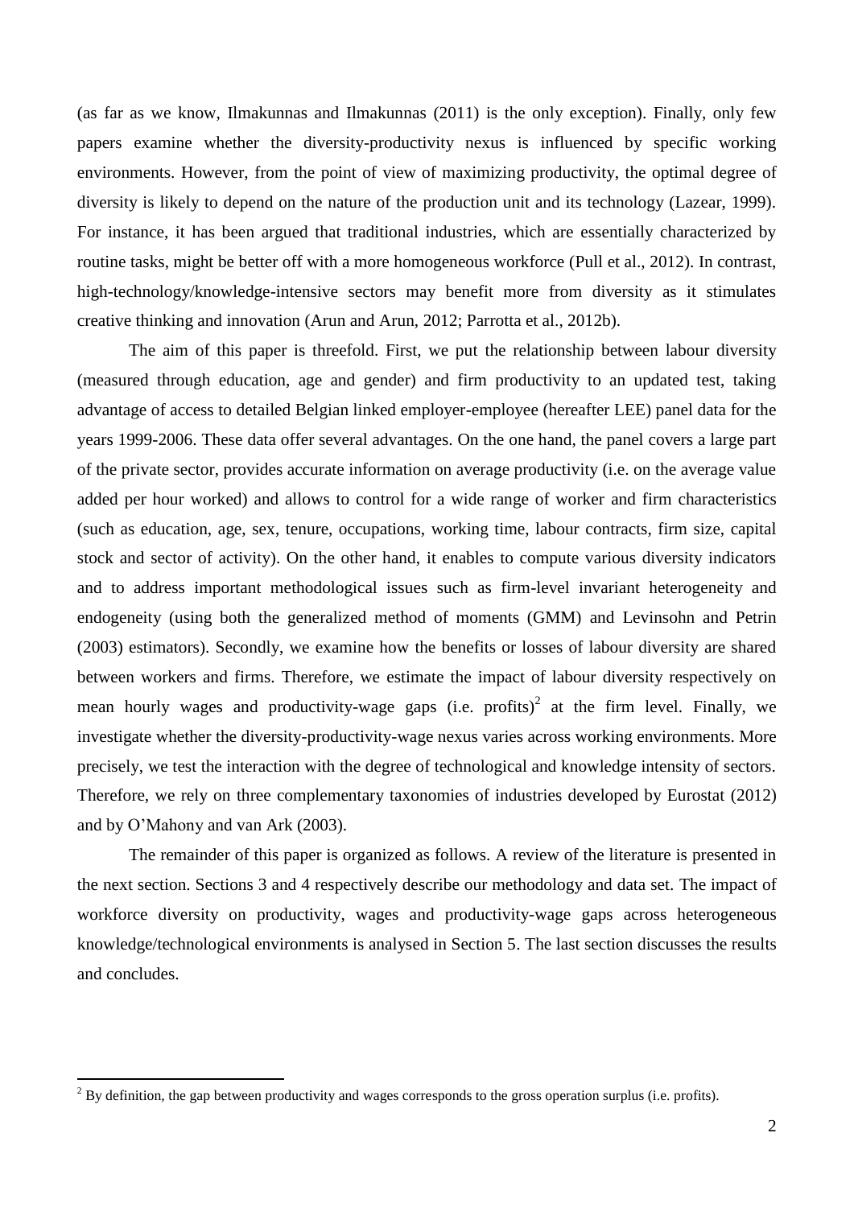(as far as we know, Ilmakunnas and Ilmakunnas (2011) is the only exception). Finally, only few papers examine whether the diversity-productivity nexus is influenced by specific working environments. However, from the point of view of maximizing productivity, the optimal degree of diversity is likely to depend on the nature of the production unit and its technology (Lazear, 1999). For instance, it has been argued that traditional industries, which are essentially characterized by routine tasks, might be better off with a more homogeneous workforce (Pull et al., 2012). In contrast, high-technology/knowledge-intensive sectors may benefit more from diversity as it stimulates creative thinking and innovation (Arun and Arun, 2012; Parrotta et al., 2012b).

The aim of this paper is threefold. First, we put the relationship between labour diversity (measured through education, age and gender) and firm productivity to an updated test, taking advantage of access to detailed Belgian linked employer-employee (hereafter LEE) panel data for the years 1999-2006. These data offer several advantages. On the one hand, the panel covers a large part of the private sector, provides accurate information on average productivity (i.e. on the average value added per hour worked) and allows to control for a wide range of worker and firm characteristics (such as education, age, sex, tenure, occupations, working time, labour contracts, firm size, capital stock and sector of activity). On the other hand, it enables to compute various diversity indicators and to address important methodological issues such as firm-level invariant heterogeneity and endogeneity (using both the generalized method of moments (GMM) and Levinsohn and Petrin (2003) estimators). Secondly, we examine how the benefits or losses of labour diversity are shared between workers and firms. Therefore, we estimate the impact of labour diversity respectively on mean hourly wages and productivity-wage gaps (i.e. profits)[2] at the firm level. Finally, we investigate whether the diversity-productivity-wage nexus varies across working environments. More precisely, we test the interaction with the degree of technological and knowledge intensity of sectors. Therefore, we rely on three complementary taxonomies of industries developed by Eurostat (2012) and by O'Mahony and van Ark (2003).

The remainder of this paper is organized as follows. A review of the literature is presented in the next section. Sections 3 and 4 respectively describe our methodology and data set. The impact of workforce diversity on productivity, wages and productivity-wage gaps across heterogeneous knowledge/technological environments is analysed in Section 5. The last section discusses the results and concludes.

[2] By definition, the gap between productivity and wages corresponds to the gross operation surplus (i.e. profits).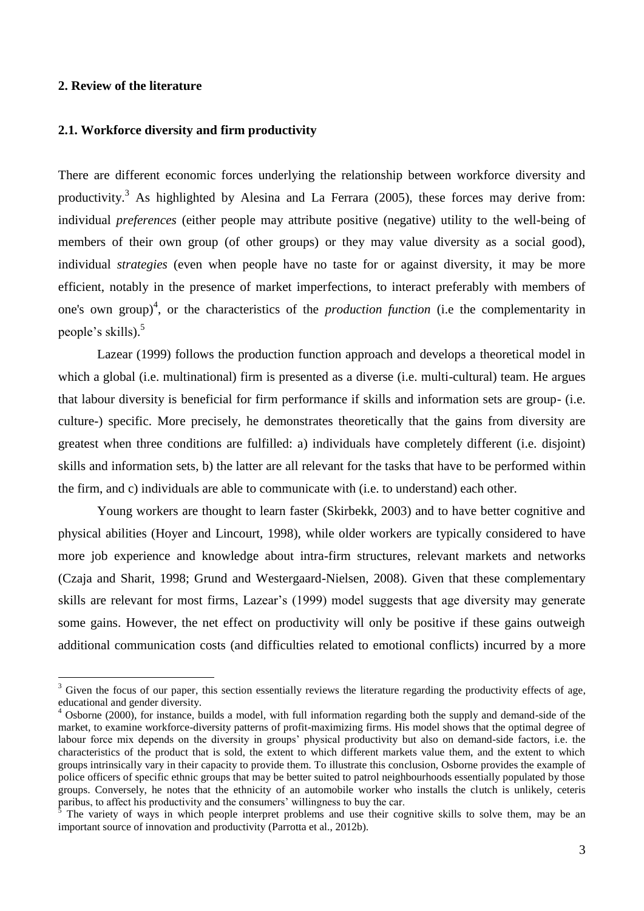## 2. Review of the literature

### 2.1. Workforce diversity and firm productivity

There are different economic forces underlying the relationship between workforce diversity and productivity.[3] As highlighted by Alesina and La Ferrara (2005), these forces may derive from: individual *preferences* (either people may attribute positive (negative) utility to the well-being of members of their own group (of other groups) or they may value diversity as a social good), individual *strategies* (even when people have no taste for or against diversity, it may be more efficient, notably in the presence of market imperfections, to interact preferably with members of one's own group)[4], or the characteristics of the *production function* (i.e the complementarity in people's skills).[5]

Lazear (1999) follows the production function approach and develops a theoretical model in which a global (i.e. multinational) firm is presented as a diverse (i.e. multi-cultural) team. He argues that labour diversity is beneficial for firm performance if skills and information sets are group- (i.e. culture-) specific. More precisely, he demonstrates theoretically that the gains from diversity are greatest when three conditions are fulfilled: a) individuals have completely different (i.e. disjoint) skills and information sets, b) the latter are all relevant for the tasks that have to be performed within the firm, and c) individuals are able to communicate with (i.e. to understand) each other.

Young workers are thought to learn faster (Skirbekk, 2003) and to have better cognitive and physical abilities (Hoyer and Lincourt, 1998), while older workers are typically considered to have more job experience and knowledge about intra-firm structures, relevant markets and networks (Czaja and Sharit, 1998; Grund and Westergaard-Nielsen, 2008). Given that these complementary skills are relevant for most firms, Lazear's (1999) model suggests that age diversity may generate some gains. However, the net effect on productivity will only be positive if these gains outweigh additional communication costs (and difficulties related to emotional conflicts) incurred by a more

---

[3] Given the focus of our paper, this section essentially reviews the literature regarding the productivity effects of age, educational and gender diversity.

[4] Osborne (2000), for instance, builds a model, with full information regarding both the supply and demand-side of the market, to examine workforce-diversity patterns of profit-maximizing firms. His model shows that the optimal degree of labour force mix depends on the diversity in groups' physical productivity but also on demand-side factors, i.e. the characteristics of the product that is sold, the extent to which different markets value them, and the extent to which groups intrinsically vary in their capacity to provide them. To illustrate this conclusion, Osborne provides the example of police officers of specific ethnic groups that may be better suited to patrol neighbourhoods essentially populated by those groups. Conversely, he notes that the ethnicity of an automobile worker who installs the clutch is unlikely, ceteris paribus, to affect his productivity and the consumers' willingness to buy the car.

[5] The variety of ways in which people interpret problems and use their cognitive skills to solve them, may be an important source of innovation and productivity (Parrotta et al., 2012b).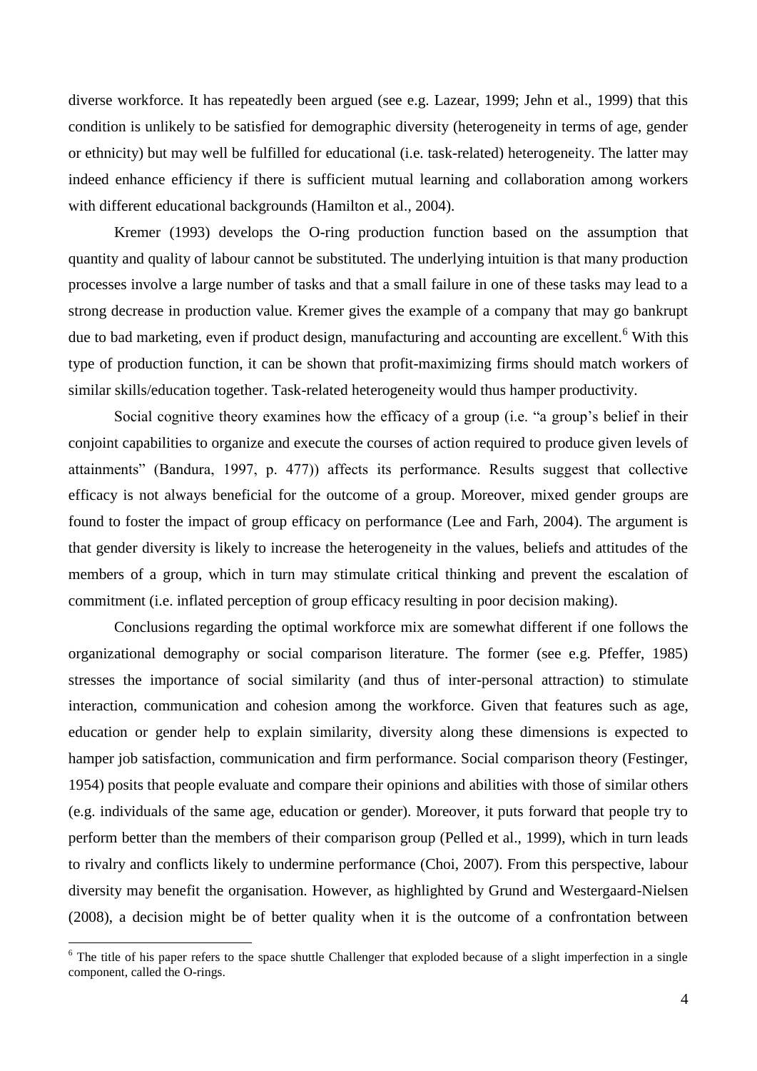diverse workforce. It has repeatedly been argued (see e.g. Lazear, 1999; Jehn et al., 1999) that this condition is unlikely to be satisfied for demographic diversity (heterogeneity in terms of age, gender or ethnicity) but may well be fulfilled for educational (i.e. task-related) heterogeneity. The latter may indeed enhance efficiency if there is sufficient mutual learning and collaboration among workers with different educational backgrounds (Hamilton et al., 2004).

Kremer (1993) develops the O-ring production function based on the assumption that quantity and quality of labour cannot be substituted. The underlying intuition is that many production processes involve a large number of tasks and that a small failure in one of these tasks may lead to a strong decrease in production value. Kremer gives the example of a company that may go bankrupt due to bad marketing, even if product design, manufacturing and accounting are excellent.[6] With this type of production function, it can be shown that profit-maximizing firms should match workers of similar skills/education together. Task-related heterogeneity would thus hamper productivity.

Social cognitive theory examines how the efficacy of a group (i.e. "a group's belief in their conjoint capabilities to organize and execute the courses of action required to produce given levels of attainments" (Bandura, 1997, p. 477)) affects its performance. Results suggest that collective efficacy is not always beneficial for the outcome of a group. Moreover, mixed gender groups are found to foster the impact of group efficacy on performance (Lee and Farh, 2004). The argument is that gender diversity is likely to increase the heterogeneity in the values, beliefs and attitudes of the members of a group, which in turn may stimulate critical thinking and prevent the escalation of commitment (i.e. inflated perception of group efficacy resulting in poor decision making).

Conclusions regarding the optimal workforce mix are somewhat different if one follows the organizational demography or social comparison literature. The former (see e.g. Pfeffer, 1985) stresses the importance of social similarity (and thus of inter-personal attraction) to stimulate interaction, communication and cohesion among the workforce. Given that features such as age, education or gender help to explain similarity, diversity along these dimensions is expected to hamper job satisfaction, communication and firm performance. Social comparison theory (Festinger, 1954) posits that people evaluate and compare their opinions and abilities with those of similar others (e.g. individuals of the same age, education or gender). Moreover, it puts forward that people try to perform better than the members of their comparison group (Pelled et al., 1999), which in turn leads to rivalry and conflicts likely to undermine performance (Choi, 2007). From this perspective, labour diversity may benefit the organisation. However, as highlighted by Grund and Westergaard-Nielsen (2008), a decision might be of better quality when it is the outcome of a confrontation between

[6] The title of his paper refers to the space shuttle Challenger that exploded because of a slight imperfection in a single component, called the O-rings.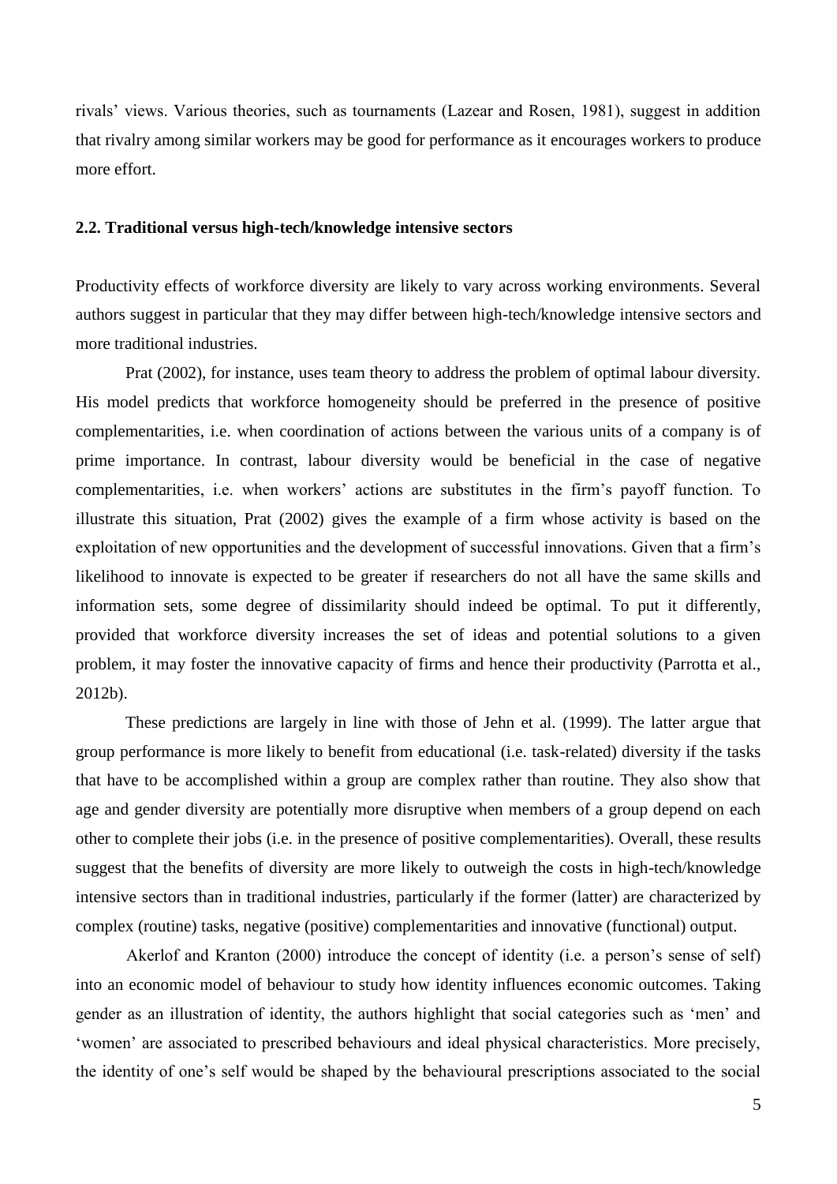rivals' views. Various theories, such as tournaments (Lazear and Rosen, 1981), suggest in addition that rivalry among similar workers may be good for performance as it encourages workers to produce more effort.

### 2.2. Traditional versus high-tech/knowledge intensive sectors

Productivity effects of workforce diversity are likely to vary across working environments. Several authors suggest in particular that they may differ between high-tech/knowledge intensive sectors and more traditional industries.

Prat (2002), for instance, uses team theory to address the problem of optimal labour diversity. His model predicts that workforce homogeneity should be preferred in the presence of positive complementarities, i.e. when coordination of actions between the various units of a company is of prime importance. In contrast, labour diversity would be beneficial in the case of negative complementarities, i.e. when workers' actions are substitutes in the firm's payoff function. To illustrate this situation, Prat (2002) gives the example of a firm whose activity is based on the exploitation of new opportunities and the development of successful innovations. Given that a firm's likelihood to innovate is expected to be greater if researchers do not all have the same skills and information sets, some degree of dissimilarity should indeed be optimal. To put it differently, provided that workforce diversity increases the set of ideas and potential solutions to a given problem, it may foster the innovative capacity of firms and hence their productivity (Parrotta et al., 2012b).

These predictions are largely in line with those of Jehn et al. (1999). The latter argue that group performance is more likely to benefit from educational (i.e. task-related) diversity if the tasks that have to be accomplished within a group are complex rather than routine. They also show that age and gender diversity are potentially more disruptive when members of a group depend on each other to complete their jobs (i.e. in the presence of positive complementarities). Overall, these results suggest that the benefits of diversity are more likely to outweigh the costs in high-tech/knowledge intensive sectors than in traditional industries, particularly if the former (latter) are characterized by complex (routine) tasks, negative (positive) complementarities and innovative (functional) output.

Akerlof and Kranton (2000) introduce the concept of identity (i.e. a person's sense of self) into an economic model of behaviour to study how identity influences economic outcomes. Taking gender as an illustration of identity, the authors highlight that social categories such as 'men' and 'women' are associated to prescribed behaviours and ideal physical characteristics. More precisely, the identity of one's self would be shaped by the behavioural prescriptions associated to the social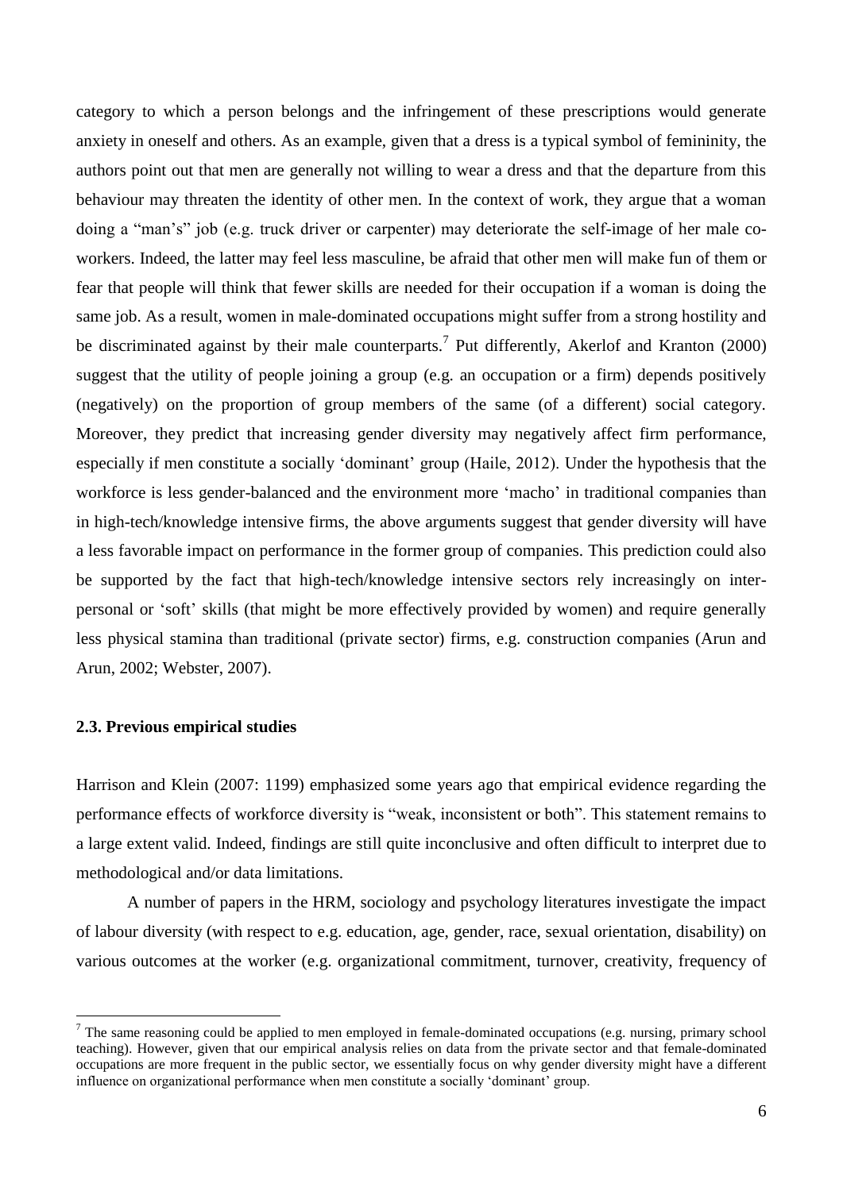category to which a person belongs and the infringement of these prescriptions would generate anxiety in oneself and others. As an example, given that a dress is a typical symbol of femininity, the authors point out that men are generally not willing to wear a dress and that the departure from this behaviour may threaten the identity of other men. In the context of work, they argue that a woman doing a "man's" job (e.g. truck driver or carpenter) may deteriorate the self-image of her male co-workers. Indeed, the latter may feel less masculine, be afraid that other men will make fun of them or fear that people will think that fewer skills are needed for their occupation if a woman is doing the same job. As a result, women in male-dominated occupations might suffer from a strong hostility and be discriminated against by their male counterparts.[7] Put differently, Akerlof and Kranton (2000) suggest that the utility of people joining a group (e.g. an occupation or a firm) depends positively (negatively) on the proportion of group members of the same (of a different) social category. Moreover, they predict that increasing gender diversity may negatively affect firm performance, especially if men constitute a socially 'dominant' group (Haile, 2012). Under the hypothesis that the workforce is less gender-balanced and the environment more 'macho' in traditional companies than in high-tech/knowledge intensive firms, the above arguments suggest that gender diversity will have a less favorable impact on performance in the former group of companies. This prediction could also be supported by the fact that high-tech/knowledge intensive sectors rely increasingly on inter-personal or 'soft' skills (that might be more effectively provided by women) and require generally less physical stamina than traditional (private sector) firms, e.g. construction companies (Arun and Arun, 2002; Webster, 2007).

### 2.3. Previous empirical studies

Harrison and Klein (2007: 1199) emphasized some years ago that empirical evidence regarding the performance effects of workforce diversity is "weak, inconsistent or both". This statement remains to a large extent valid. Indeed, findings are still quite inconclusive and often difficult to interpret due to methodological and/or data limitations.

A number of papers in the HRM, sociology and psychology literatures investigate the impact of labour diversity (with respect to e.g. education, age, gender, race, sexual orientation, disability) on various outcomes at the worker (e.g. organizational commitment, turnover, creativity, frequency of

[7] The same reasoning could be applied to men employed in female-dominated occupations (e.g. nursing, primary school teaching). However, given that our empirical analysis relies on data from the private sector and that female-dominated occupations are more frequent in the public sector, we essentially focus on why gender diversity might have a different influence on organizational performance when men constitute a socially 'dominant' group.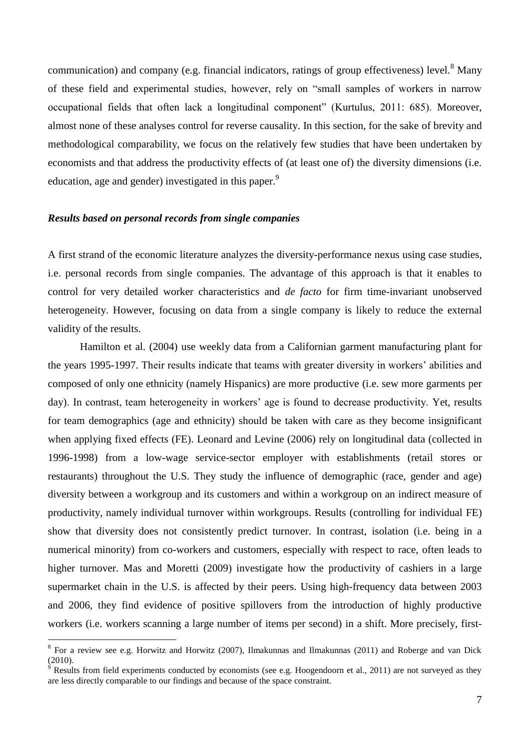communication) and company (e.g. financial indicators, ratings of group effectiveness) level.[8] Many of these field and experimental studies, however, rely on "small samples of workers in narrow occupational fields that often lack a longitudinal component" (Kurtulus, 2011: 685). Moreover, almost none of these analyses control for reverse causality. In this section, for the sake of brevity and methodological comparability, we focus on the relatively few studies that have been undertaken by economists and that address the productivity effects of (at least one of) the diversity dimensions (i.e. education, age and gender) investigated in this paper.[9]

### *Results based on personal records from single companies*

A first strand of the economic literature analyzes the diversity-performance nexus using case studies, i.e. personal records from single companies. The advantage of this approach is that it enables to control for very detailed worker characteristics and *de facto* for firm time-invariant unobserved heterogeneity. However, focusing on data from a single company is likely to reduce the external validity of the results.

Hamilton et al. (2004) use weekly data from a Californian garment manufacturing plant for the years 1995-1997. Their results indicate that teams with greater diversity in workers' abilities and composed of only one ethnicity (namely Hispanics) are more productive (i.e. sew more garments per day). In contrast, team heterogeneity in workers' age is found to decrease productivity. Yet, results for team demographics (age and ethnicity) should be taken with care as they become insignificant when applying fixed effects (FE). Leonard and Levine (2006) rely on longitudinal data (collected in 1996-1998) from a low-wage service-sector employer with establishments (retail stores or restaurants) throughout the U.S. They study the influence of demographic (race, gender and age) diversity between a workgroup and its customers and within a workgroup on an indirect measure of productivity, namely individual turnover within workgroups. Results (controlling for individual FE) show that diversity does not consistently predict turnover. In contrast, isolation (i.e. being in a numerical minority) from co-workers and customers, especially with respect to race, often leads to higher turnover. Mas and Moretti (2009) investigate how the productivity of cashiers in a large supermarket chain in the U.S. is affected by their peers. Using high-frequency data between 2003 and 2006, they find evidence of positive spillovers from the introduction of highly productive workers (i.e. workers scanning a large number of items per second) in a shift. More precisely, first-

---

[8] For a review see e.g. Horwitz and Horwitz (2007), Ilmakunnas and Ilmakunnas (2011) and Roberge and van Dick (2010).

[9] Results from field experiments conducted by economists (see e.g. Hoogendoorn et al., 2011) are not surveyed as they are less directly comparable to our findings and because of the space constraint.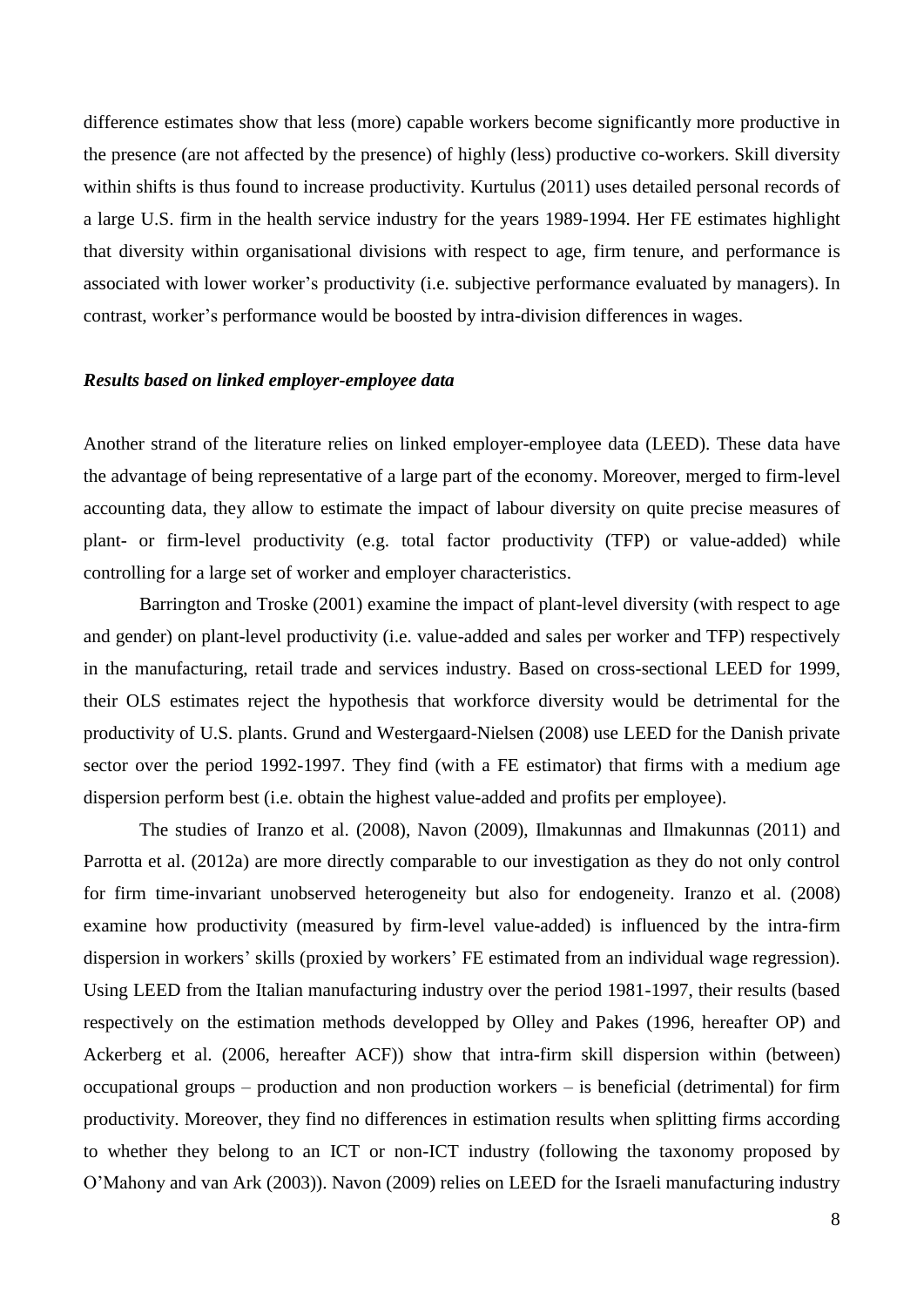difference estimates show that less (more) capable workers become significantly more productive in the presence (are not affected by the presence) of highly (less) productive co-workers. Skill diversity within shifts is thus found to increase productivity. Kurtulus (2011) uses detailed personal records of a large U.S. firm in the health service industry for the years 1989-1994. Her FE estimates highlight that diversity within organisational divisions with respect to age, firm tenure, and performance is associated with lower worker's productivity (i.e. subjective performance evaluated by managers). In contrast, worker's performance would be boosted by intra-division differences in wages.

### *Results based on linked employer-employee data*

Another strand of the literature relies on linked employer-employee data (LEED). These data have the advantage of being representative of a large part of the economy. Moreover, merged to firm-level accounting data, they allow to estimate the impact of labour diversity on quite precise measures of plant- or firm-level productivity (e.g. total factor productivity (TFP) or value-added) while controlling for a large set of worker and employer characteristics.

Barrington and Troske (2001) examine the impact of plant-level diversity (with respect to age and gender) on plant-level productivity (i.e. value-added and sales per worker and TFP) respectively in the manufacturing, retail trade and services industry. Based on cross-sectional LEED for 1999, their OLS estimates reject the hypothesis that workforce diversity would be detrimental for the productivity of U.S. plants. Grund and Westergaard-Nielsen (2008) use LEED for the Danish private sector over the period 1992-1997. They find (with a FE estimator) that firms with a medium age dispersion perform best (i.e. obtain the highest value-added and profits per employee).

The studies of Iranzo et al. (2008), Navon (2009), Ilmakunnas and Ilmakunnas (2011) and Parrotta et al. (2012a) are more directly comparable to our investigation as they do not only control for firm time-invariant unobserved heterogeneity but also for endogeneity. Iranzo et al. (2008) examine how productivity (measured by firm-level value-added) is influenced by the intra-firm dispersion in workers' skills (proxied by workers' FE estimated from an individual wage regression). Using LEED from the Italian manufacturing industry over the period 1981-1997, their results (based respectively on the estimation methods developped by Olley and Pakes (1996, hereafter OP) and Ackerberg et al. (2006, hereafter ACF)) show that intra-firm skill dispersion within (between) occupational groups – production and non production workers – is beneficial (detrimental) for firm productivity. Moreover, they find no differences in estimation results when splitting firms according to whether they belong to an ICT or non-ICT industry (following the taxonomy proposed by O'Mahony and van Ark (2003)). Navon (2009) relies on LEED for the Israeli manufacturing industry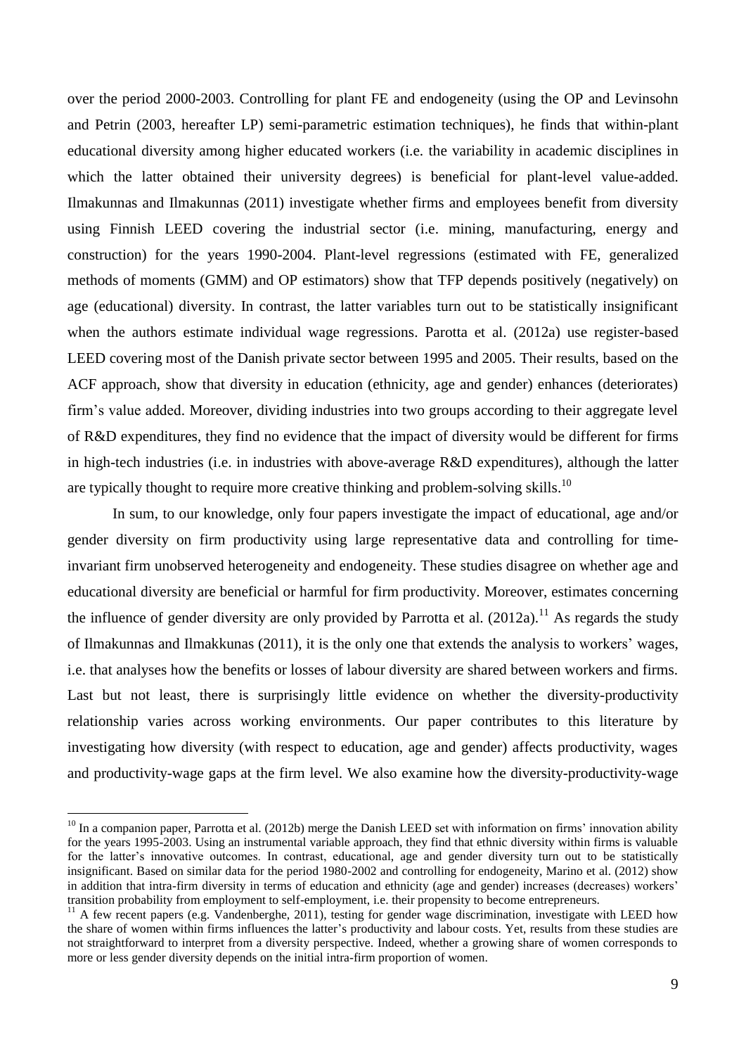over the period 2000-2003. Controlling for plant FE and endogeneity (using the OP and Levinsohn and Petrin (2003, hereafter LP) semi-parametric estimation techniques), he finds that within-plant educational diversity among higher educated workers (i.e. the variability in academic disciplines in which the latter obtained their university degrees) is beneficial for plant-level value-added. Ilmakunnas and Ilmakunnas (2011) investigate whether firms and employees benefit from diversity using Finnish LEED covering the industrial sector (i.e. mining, manufacturing, energy and construction) for the years 1990-2004. Plant-level regressions (estimated with FE, generalized methods of moments (GMM) and OP estimators) show that TFP depends positively (negatively) on age (educational) diversity. In contrast, the latter variables turn out to be statistically insignificant when the authors estimate individual wage regressions. Parotta et al. (2012a) use register-based LEED covering most of the Danish private sector between 1995 and 2005. Their results, based on the ACF approach, show that diversity in education (ethnicity, age and gender) enhances (deteriorates) firm's value added. Moreover, dividing industries into two groups according to their aggregate level of R&D expenditures, they find no evidence that the impact of diversity would be different for firms in high-tech industries (i.e. in industries with above-average R&D expenditures), although the latter are typically thought to require more creative thinking and problem-solving skills.[10]

In sum, to our knowledge, only four papers investigate the impact of educational, age and/or gender diversity on firm productivity using large representative data and controlling for time-invariant firm unobserved heterogeneity and endogeneity. These studies disagree on whether age and educational diversity are beneficial or harmful for firm productivity. Moreover, estimates concerning the influence of gender diversity are only provided by Parrotta et al. (2012a).[11] As regards the study of Ilmakunnas and Ilmakkunas (2011), it is the only one that extends the analysis to workers' wages, i.e. that analyses how the benefits or losses of labour diversity are shared between workers and firms. Last but not least, there is surprisingly little evidence on whether the diversity-productivity relationship varies across working environments. Our paper contributes to this literature by investigating how diversity (with respect to education, age and gender) affects productivity, wages and productivity-wage gaps at the firm level. We also examine how the diversity-productivity-wage

[10] In a companion paper, Parrotta et al. (2012b) merge the Danish LEED set with information on firms' innovation ability for the years 1995-2003. Using an instrumental variable approach, they find that ethnic diversity within firms is valuable for the latter's innovative outcomes. In contrast, educational, age and gender diversity turn out to be statistically insignificant. Based on similar data for the period 1980-2002 and controlling for endogeneity, Marino et al. (2012) show in addition that intra-firm diversity in terms of education and ethnicity (age and gender) increases (decreases) workers' transition probability from employment to self-employment, i.e. their propensity to become entrepreneurs.

[11] A few recent papers (e.g. Vandenberghe, 2011), testing for gender wage discrimination, investigate with LEED how the share of women within firms influences the latter's productivity and labour costs. Yet, results from these studies are not straightforward to interpret from a diversity perspective. Indeed, whether a growing share of women corresponds to more or less gender diversity depends on the initial intra-firm proportion of women.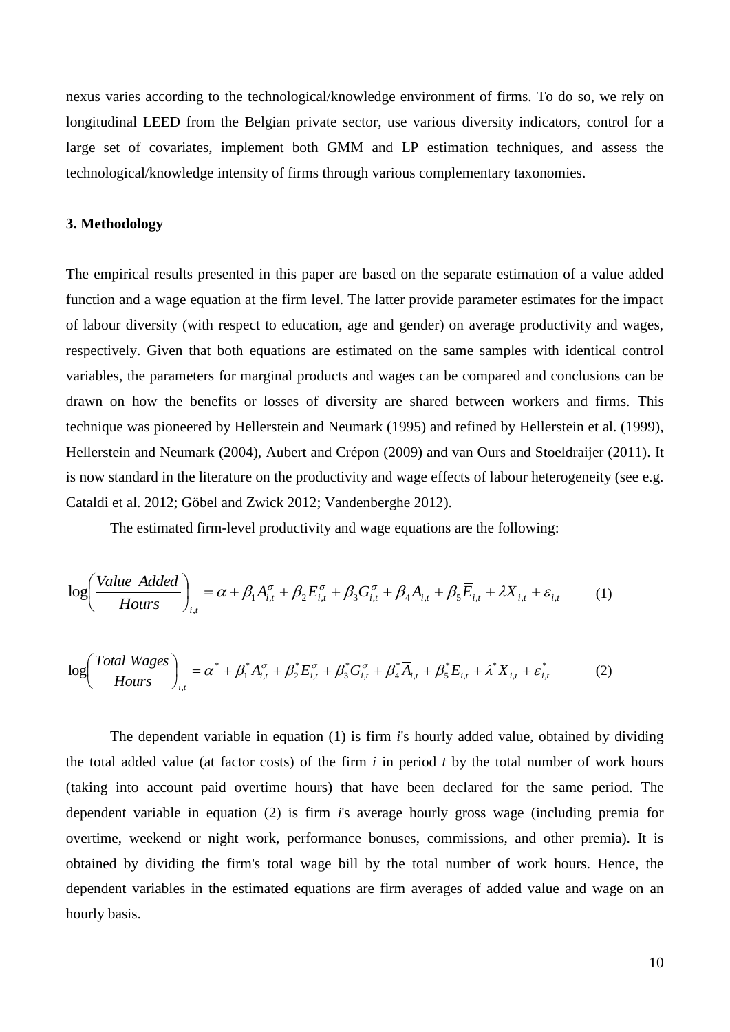nexus varies according to the technological/knowledge environment of firms. To do so, we rely on longitudinal LEED from the Belgian private sector, use various diversity indicators, control for a large set of covariates, implement both GMM and LP estimation techniques, and assess the technological/knowledge intensity of firms through various complementary taxonomies.

### 3. Methodology

The empirical results presented in this paper are based on the separate estimation of a value added function and a wage equation at the firm level. The latter provide parameter estimates for the impact of labour diversity (with respect to education, age and gender) on average productivity and wages, respectively. Given that both equations are estimated on the same samples with identical control variables, the parameters for marginal products and wages can be compared and conclusions can be drawn on how the benefits or losses of diversity are shared between workers and firms. This technique was pioneered by Hellerstein and Neumark (1995) and refined by Hellerstein et al. (1999), Hellerstein and Neumark (2004), Aubert and Crépon (2009) and van Ours and Stoeldraijer (2011). It is now standard in the literature on the productivity and wage effects of labour heterogeneity (see e.g. Cataldi et al. 2012; Göbel and Zwick 2012; Vandenberghe 2012).

The estimated firm-level productivity and wage equations are the following:

$$\log\left(\frac{Value\ \ Added}{Hours}\right)_{i,t} = \alpha + \beta_1 A_{i,t}^{\sigma} + \beta_2 E_{i,t}^{\sigma} + \beta_3 G_{i,t}^{\sigma} + \beta_4 \overline{A}_{i,t} + \beta_5 \overline{E}_{i,t} + \lambda X_{i,t} + \varepsilon_{i,t} \qquad (1)$$

$$\log\left(\frac{Total\ Wages}{Hours}\right)_{i,t} = \alpha^* + \beta_1^* A_{i,t}^{\sigma} + \beta_2^* E_{i,t}^{\sigma} + \beta_3^* G_{i,t}^{\sigma} + \beta_4^* \overline{A}_{i,t} + \beta_5^* \overline{E}_{i,t} + \lambda^* X_{i,t} + \varepsilon_{i,t}^* \qquad (2)$$

The dependent variable in equation (1) is firm *i*'s hourly added value, obtained by dividing the total added value (at factor costs) of the firm *i* in period *t* by the total number of work hours (taking into account paid overtime hours) that have been declared for the same period. The dependent variable in equation (2) is firm *i*'s average hourly gross wage (including premia for overtime, weekend or night work, performance bonuses, commissions, and other premia). It is obtained by dividing the firm's total wage bill by the total number of work hours. Hence, the dependent variables in the estimated equations are firm averages of added value and wage on an hourly basis.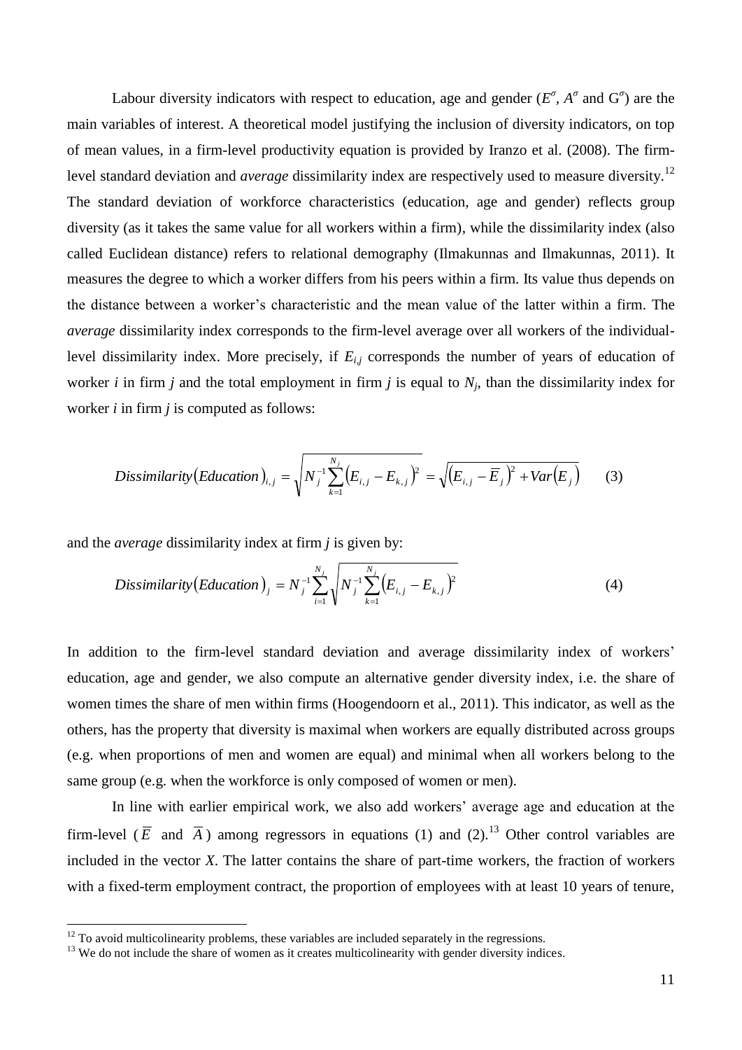Labour diversity indicators with respect to education, age and gender ($E^{\sigma}$, $A^{\sigma}$ and $G^{\sigma}$) are the main variables of interest. A theoretical model justifying the inclusion of diversity indicators, on top of mean values, in a firm-level productivity equation is provided by Iranzo et al. (2008). The firm-level standard deviation and *average* dissimilarity index are respectively used to measure diversity.[12] The standard deviation of workforce characteristics (education, age and gender) reflects group diversity (as it takes the same value for all workers within a firm), while the dissimilarity index (also called Euclidean distance) refers to relational demography (Ilmakunnas and Ilmakunnas, 2011). It measures the degree to which a worker differs from his peers within a firm. Its value thus depends on the distance between a worker's characteristic and the mean value of the latter within a firm. The *average* dissimilarity index corresponds to the firm-level average over all workers of the individual-level dissimilarity index. More precisely, if $E_{i,j}$ corresponds the number of years of education of worker $i$ in firm $j$ and the total employment in firm $j$ is equal to $N_j$, than the dissimilarity index for worker $i$ in firm $j$ is computed as follows:

$$Dissimilarity(Education)_{i,j} = \sqrt{N_j^{-1}\sum_{k=1}^{N_j}\left(E_{i,j} - E_{k,j}\right)^2} = \sqrt{\left(E_{i,j} - \overline{E}_j\right)^2 + Var\left(E_j\right)} \qquad (3)$$

and the *average* dissimilarity index at firm $j$ is given by:

$$Dissimilarity(Education)_j = N_j^{-1}\sum_{i=1}^{N_j}\sqrt{N_j^{-1}\sum_{k=1}^{N_j}\left(E_{i,j} - E_{k,j}\right)^2} \qquad (4)$$

In addition to the firm-level standard deviation and average dissimilarity index of workers' education, age and gender, we also compute an alternative gender diversity index, i.e. the share of women times the share of men within firms (Hoogendoorn et al., 2011). This indicator, as well as the others, has the property that diversity is maximal when workers are equally distributed across groups (e.g. when proportions of men and women are equal) and minimal when all workers belong to the same group (e.g. when the workforce is only composed of women or men).

In line with earlier empirical work, we also add workers' average age and education at the firm-level ($\overline{E}$ and $\overline{A}$) among regressors in equations (1) and (2).[13] Other control variables are included in the vector $X$. The latter contains the share of part-time workers, the fraction of workers with a fixed-term employment contract, the proportion of employees with at least 10 years of tenure,

[12] To avoid multicolinearity problems, these variables are included separately in the regressions.

[13] We do not include the share of women as it creates multicolinearity with gender diversity indices.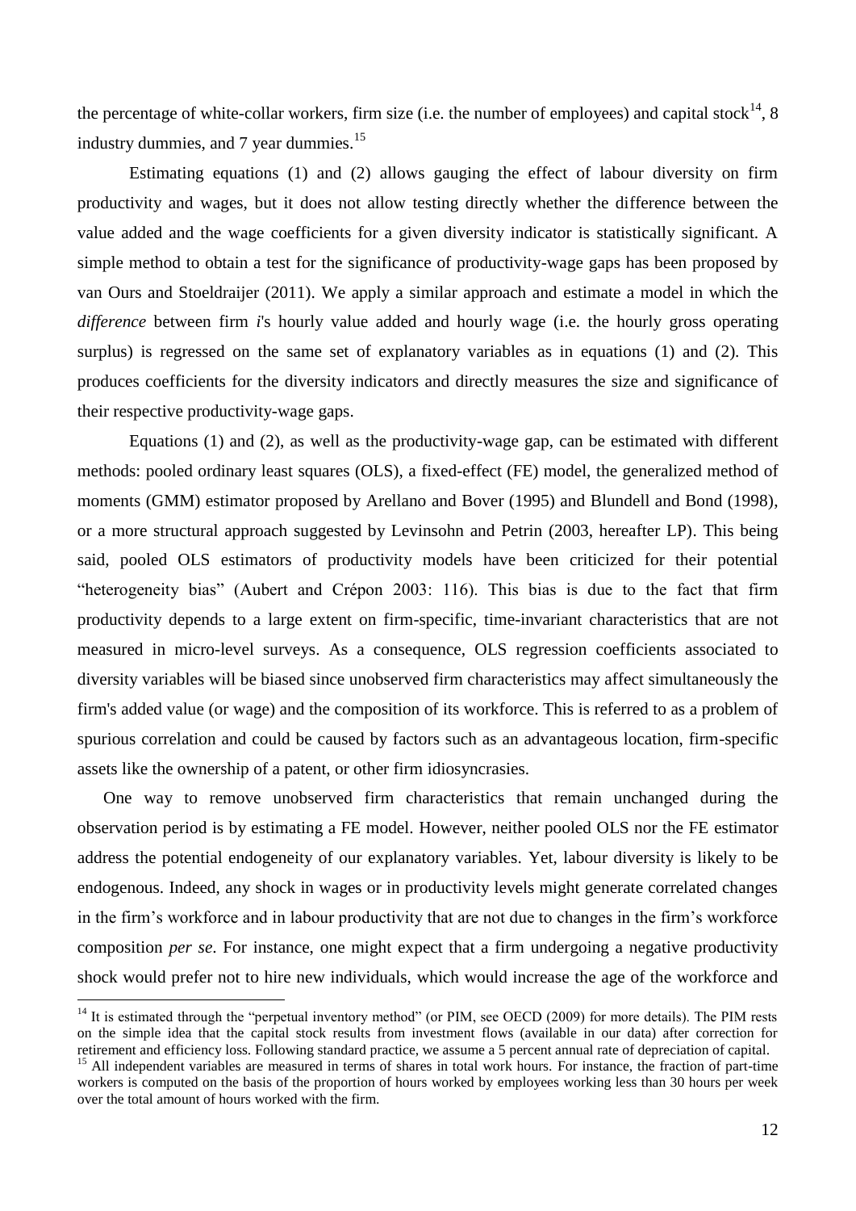the percentage of white-collar workers, firm size (i.e. the number of employees) and capital stock[14], 8 industry dummies, and 7 year dummies.[15]

Estimating equations (1) and (2) allows gauging the effect of labour diversity on firm productivity and wages, but it does not allow testing directly whether the difference between the value added and the wage coefficients for a given diversity indicator is statistically significant. A simple method to obtain a test for the significance of productivity-wage gaps has been proposed by van Ours and Stoeldraijer (2011). We apply a similar approach and estimate a model in which the *difference* between firm *i*'s hourly value added and hourly wage (i.e. the hourly gross operating surplus) is regressed on the same set of explanatory variables as in equations (1) and (2). This produces coefficients for the diversity indicators and directly measures the size and significance of their respective productivity-wage gaps.

Equations (1) and (2), as well as the productivity-wage gap, can be estimated with different methods: pooled ordinary least squares (OLS), a fixed-effect (FE) model, the generalized method of moments (GMM) estimator proposed by Arellano and Bover (1995) and Blundell and Bond (1998), or a more structural approach suggested by Levinsohn and Petrin (2003, hereafter LP). This being said, pooled OLS estimators of productivity models have been criticized for their potential "heterogeneity bias" (Aubert and Crépon 2003: 116). This bias is due to the fact that firm productivity depends to a large extent on firm-specific, time-invariant characteristics that are not measured in micro-level surveys. As a consequence, OLS regression coefficients associated to diversity variables will be biased since unobserved firm characteristics may affect simultaneously the firm's added value (or wage) and the composition of its workforce. This is referred to as a problem of spurious correlation and could be caused by factors such as an advantageous location, firm-specific assets like the ownership of a patent, or other firm idiosyncrasies.

One way to remove unobserved firm characteristics that remain unchanged during the observation period is by estimating a FE model. However, neither pooled OLS nor the FE estimator address the potential endogeneity of our explanatory variables. Yet, labour diversity is likely to be endogenous. Indeed, any shock in wages or in productivity levels might generate correlated changes in the firm's workforce and in labour productivity that are not due to changes in the firm's workforce composition *per se*. For instance, one might expect that a firm undergoing a negative productivity shock would prefer not to hire new individuals, which would increase the age of the workforce and

[14] It is estimated through the "perpetual inventory method" (or PIM, see OECD (2009) for more details). The PIM rests on the simple idea that the capital stock results from investment flows (available in our data) after correction for retirement and efficiency loss. Following standard practice, we assume a 5 percent annual rate of depreciation of capital.

[15] All independent variables are measured in terms of shares in total work hours. For instance, the fraction of part-time workers is computed on the basis of the proportion of hours worked by employees working less than 30 hours per week over the total amount of hours worked with the firm.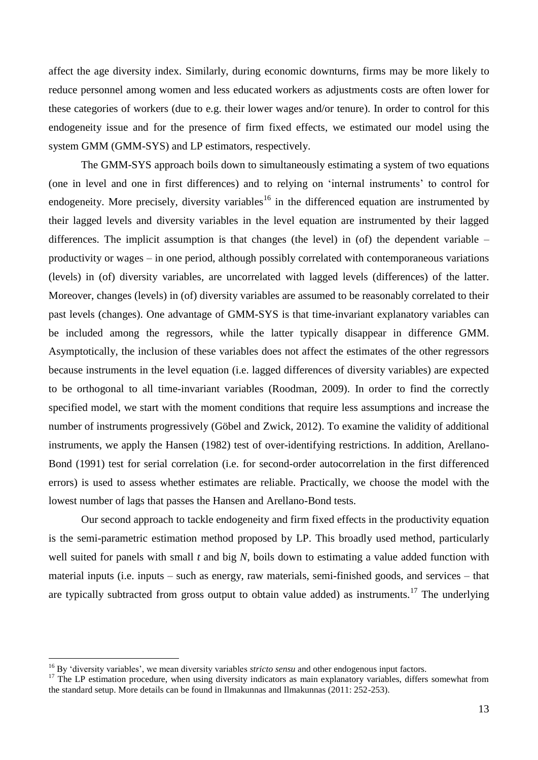affect the age diversity index. Similarly, during economic downturns, firms may be more likely to reduce personnel among women and less educated workers as adjustments costs are often lower for these categories of workers (due to e.g. their lower wages and/or tenure). In order to control for this endogeneity issue and for the presence of firm fixed effects, we estimated our model using the system GMM (GMM-SYS) and LP estimators, respectively.

The GMM-SYS approach boils down to simultaneously estimating a system of two equations (one in level and one in first differences) and to relying on 'internal instruments' to control for endogeneity. More precisely, diversity variables[16] in the differenced equation are instrumented by their lagged levels and diversity variables in the level equation are instrumented by their lagged differences. The implicit assumption is that changes (the level) in (of) the dependent variable – productivity or wages – in one period, although possibly correlated with contemporaneous variations (levels) in (of) diversity variables, are uncorrelated with lagged levels (differences) of the latter. Moreover, changes (levels) in (of) diversity variables are assumed to be reasonably correlated to their past levels (changes). One advantage of GMM-SYS is that time-invariant explanatory variables can be included among the regressors, while the latter typically disappear in difference GMM. Asymptotically, the inclusion of these variables does not affect the estimates of the other regressors because instruments in the level equation (i.e. lagged differences of diversity variables) are expected to be orthogonal to all time-invariant variables (Roodman, 2009). In order to find the correctly specified model, we start with the moment conditions that require less assumptions and increase the number of instruments progressively (Göbel and Zwick, 2012). To examine the validity of additional instruments, we apply the Hansen (1982) test of over-identifying restrictions. In addition, Arellano-Bond (1991) test for serial correlation (i.e. for second-order autocorrelation in the first differenced errors) is used to assess whether estimates are reliable. Practically, we choose the model with the lowest number of lags that passes the Hansen and Arellano-Bond tests.

Our second approach to tackle endogeneity and firm fixed effects in the productivity equation is the semi-parametric estimation method proposed by LP. This broadly used method, particularly well suited for panels with small $t$ and big $N$, boils down to estimating a value added function with material inputs (i.e. inputs – such as energy, raw materials, semi-finished goods, and services – that are typically subtracted from gross output to obtain value added) as instruments.[17] The underlying

[16] By 'diversity variables', we mean diversity variables *stricto sensu* and other endogenous input factors.

[17] The LP estimation procedure, when using diversity indicators as main explanatory variables, differs somewhat from the standard setup. More details can be found in Ilmakunnas and Ilmakunnas (2011: 252-253).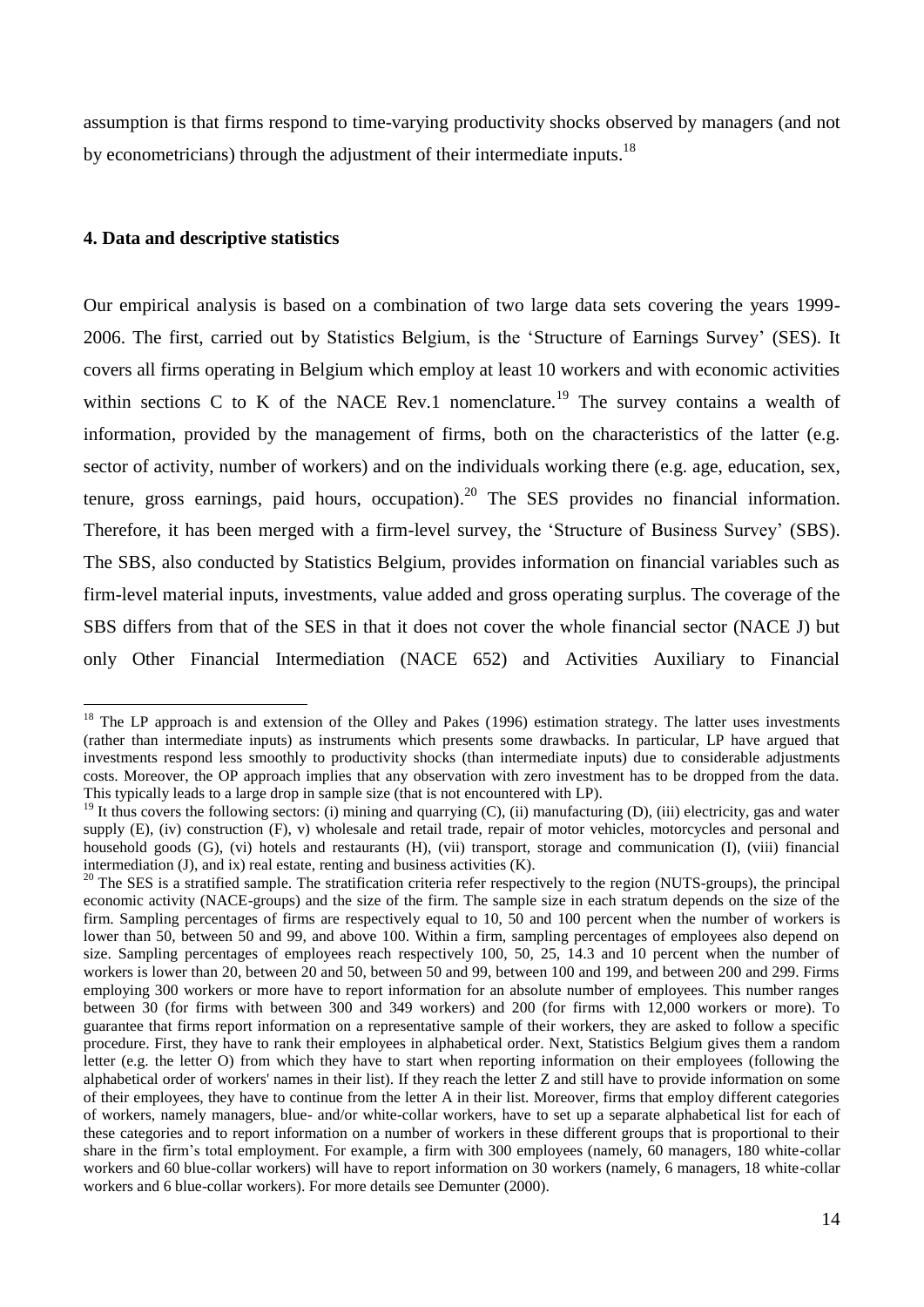assumption is that firms respond to time-varying productivity shocks observed by managers (and not by econometricians) through the adjustment of their intermediate inputs.[18]

## 4. Data and descriptive statistics

Our empirical analysis is based on a combination of two large data sets covering the years 1999-2006. The first, carried out by Statistics Belgium, is the 'Structure of Earnings Survey' (SES). It covers all firms operating in Belgium which employ at least 10 workers and with economic activities within sections C to K of the NACE Rev.1 nomenclature.[19] The survey contains a wealth of information, provided by the management of firms, both on the characteristics of the latter (e.g. sector of activity, number of workers) and on the individuals working there (e.g. age, education, sex, tenure, gross earnings, paid hours, occupation).[20] The SES provides no financial information. Therefore, it has been merged with a firm-level survey, the 'Structure of Business Survey' (SBS). The SBS, also conducted by Statistics Belgium, provides information on financial variables such as firm-level material inputs, investments, value added and gross operating surplus. The coverage of the SBS differs from that of the SES in that it does not cover the whole financial sector (NACE J) but only Other Financial Intermediation (NACE 652) and Activities Auxiliary to Financial

---

[18] The LP approach is and extension of the Olley and Pakes (1996) estimation strategy. The latter uses investments (rather than intermediate inputs) as instruments which presents some drawbacks. In particular, LP have argued that investments respond less smoothly to productivity shocks (than intermediate inputs) due to considerable adjustments costs. Moreover, the OP approach implies that any observation with zero investment has to be dropped from the data. This typically leads to a large drop in sample size (that is not encountered with LP).

[19] It thus covers the following sectors: (i) mining and quarrying (C), (ii) manufacturing (D), (iii) electricity, gas and water supply (E), (iv) construction (F), v) wholesale and retail trade, repair of motor vehicles, motorcycles and personal and household goods (G), (vi) hotels and restaurants (H), (vii) transport, storage and communication (I), (viii) financial intermediation (J), and ix) real estate, renting and business activities (K).

[20] The SES is a stratified sample. The stratification criteria refer respectively to the region (NUTS-groups), the principal economic activity (NACE-groups) and the size of the firm. The sample size in each stratum depends on the size of the firm. Sampling percentages of firms are respectively equal to 10, 50 and 100 percent when the number of workers is lower than 50, between 50 and 99, and above 100. Within a firm, sampling percentages of employees also depend on size. Sampling percentages of employees reach respectively 100, 50, 25, 14.3 and 10 percent when the number of workers is lower than 20, between 20 and 50, between 50 and 99, between 100 and 199, and between 200 and 299. Firms employing 300 workers or more have to report information for an absolute number of employees. This number ranges between 30 (for firms with between 300 and 349 workers) and 200 (for firms with 12,000 workers or more). To guarantee that firms report information on a representative sample of their workers, they are asked to follow a specific procedure. First, they have to rank their employees in alphabetical order. Next, Statistics Belgium gives them a random letter (e.g. the letter O) from which they have to start when reporting information on their employees (following the alphabetical order of workers' names in their list). If they reach the letter Z and still have to provide information on some of their employees, they have to continue from the letter A in their list. Moreover, firms that employ different categories of workers, namely managers, blue- and/or white-collar workers, have to set up a separate alphabetical list for each of these categories and to report information on a number of workers in these different groups that is proportional to their share in the firm's total employment. For example, a firm with 300 employees (namely, 60 managers, 180 white-collar workers and 60 blue-collar workers) will have to report information on 30 workers (namely, 6 managers, 18 white-collar workers and 6 blue-collar workers). For more details see Demunter (2000).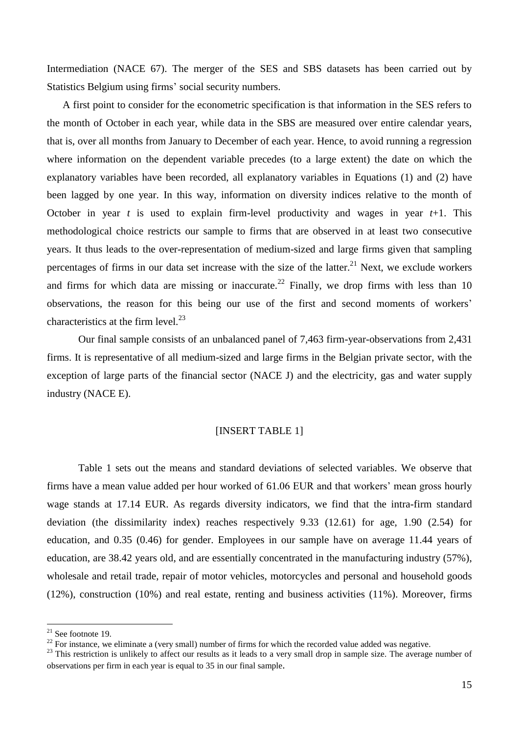Intermediation (NACE 67). The merger of the SES and SBS datasets has been carried out by Statistics Belgium using firms' social security numbers.

A first point to consider for the econometric specification is that information in the SES refers to the month of October in each year, while data in the SBS are measured over entire calendar years, that is, over all months from January to December of each year. Hence, to avoid running a regression where information on the dependent variable precedes (to a large extent) the date on which the explanatory variables have been recorded, all explanatory variables in Equations (1) and (2) have been lagged by one year. In this way, information on diversity indices relative to the month of October in year $t$ is used to explain firm-level productivity and wages in year $t$+1. This methodological choice restricts our sample to firms that are observed in at least two consecutive years. It thus leads to the over-representation of medium-sized and large firms given that sampling percentages of firms in our data set increase with the size of the latter.[21] Next, we exclude workers and firms for which data are missing or inaccurate.[22] Finally, we drop firms with less than 10 observations, the reason for this being our use of the first and second moments of workers' characteristics at the firm level.[23]

Our final sample consists of an unbalanced panel of 7,463 firm-year-observations from 2,431 firms. It is representative of all medium-sized and large firms in the Belgian private sector, with the exception of large parts of the financial sector (NACE J) and the electricity, gas and water supply industry (NACE E).

[INSERT TABLE 1]

Table 1 sets out the means and standard deviations of selected variables. We observe that firms have a mean value added per hour worked of 61.06 EUR and that workers' mean gross hourly wage stands at 17.14 EUR. As regards diversity indicators, we find that the intra-firm standard deviation (the dissimilarity index) reaches respectively 9.33 (12.61) for age, 1.90 (2.54) for education, and 0.35 (0.46) for gender. Employees in our sample have on average 11.44 years of education, are 38.42 years old, and are essentially concentrated in the manufacturing industry (57%), wholesale and retail trade, repair of motor vehicles, motorcycles and personal and household goods (12%), construction (10%) and real estate, renting and business activities (11%). Moreover, firms

---

[21] See footnote 19.

[22] For instance, we eliminate a (very small) number of firms for which the recorded value added was negative.

[23] This restriction is unlikely to affect our results as it leads to a very small drop in sample size. The average number of observations per firm in each year is equal to 35 in our final sample.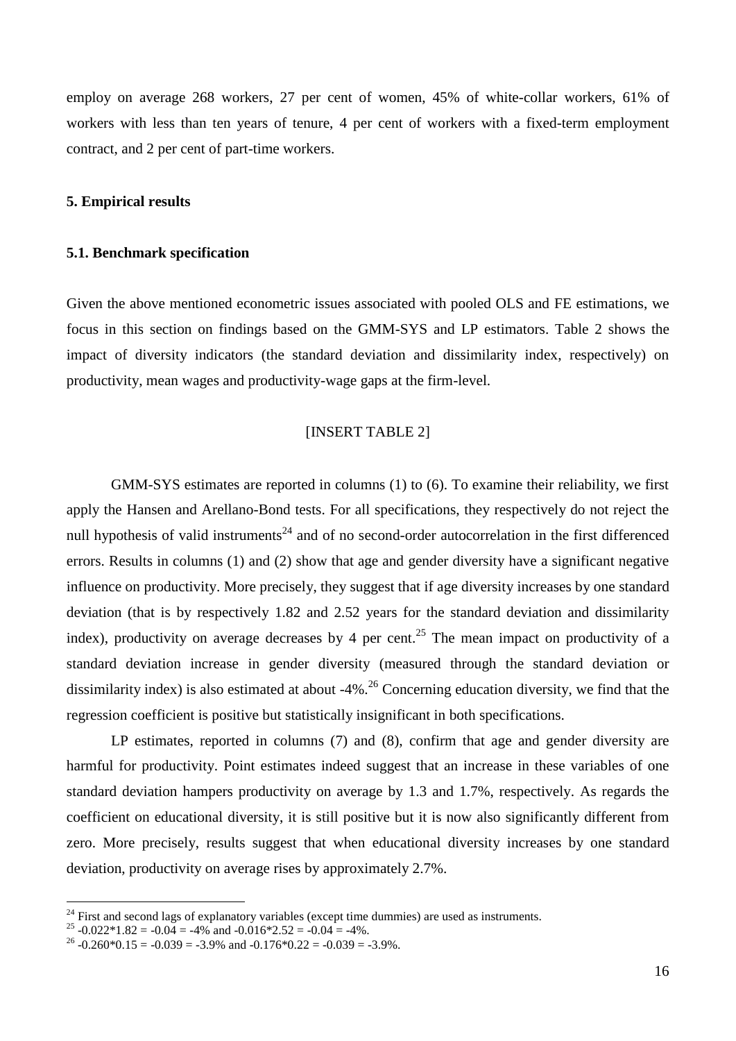employ on average 268 workers, 27 per cent of women, 45% of white-collar workers, 61% of workers with less than ten years of tenure, 4 per cent of workers with a fixed-term employment contract, and 2 per cent of part-time workers.

## 5. Empirical results

### 5.1. Benchmark specification

Given the above mentioned econometric issues associated with pooled OLS and FE estimations, we focus in this section on findings based on the GMM-SYS and LP estimators. Table 2 shows the impact of diversity indicators (the standard deviation and dissimilarity index, respectively) on productivity, mean wages and productivity-wage gaps at the firm-level.

[INSERT TABLE 2]

GMM-SYS estimates are reported in columns (1) to (6). To examine their reliability, we first apply the Hansen and Arellano-Bond tests. For all specifications, they respectively do not reject the null hypothesis of valid instruments[24] and of no second-order autocorrelation in the first differenced errors. Results in columns (1) and (2) show that age and gender diversity have a significant negative influence on productivity. More precisely, they suggest that if age diversity increases by one standard deviation (that is by respectively 1.82 and 2.52 years for the standard deviation and dissimilarity index), productivity on average decreases by 4 per cent.[25] The mean impact on productivity of a standard deviation increase in gender diversity (measured through the standard deviation or dissimilarity index) is also estimated at about -4%.[26] Concerning education diversity, we find that the regression coefficient is positive but statistically insignificant in both specifications.

LP estimates, reported in columns (7) and (8), confirm that age and gender diversity are harmful for productivity. Point estimates indeed suggest that an increase in these variables of one standard deviation hampers productivity on average by 1.3 and 1.7%, respectively. As regards the coefficient on educational diversity, it is still positive but it is now also significantly different from zero. More precisely, results suggest that when educational diversity increases by one standard deviation, productivity on average rises by approximately 2.7%.

---

[24] First and second lags of explanatory variables (except time dummies) are used as instruments.

[25] $-0.022*1.82 = -0.04 = -4\%$ and $-0.016*2.52 = -0.04 = -4\%$.

[26] $-0.260*0.15 = -0.039 = -3.9\%$ and $-0.176*0.22 = -0.039 = -3.9\%$.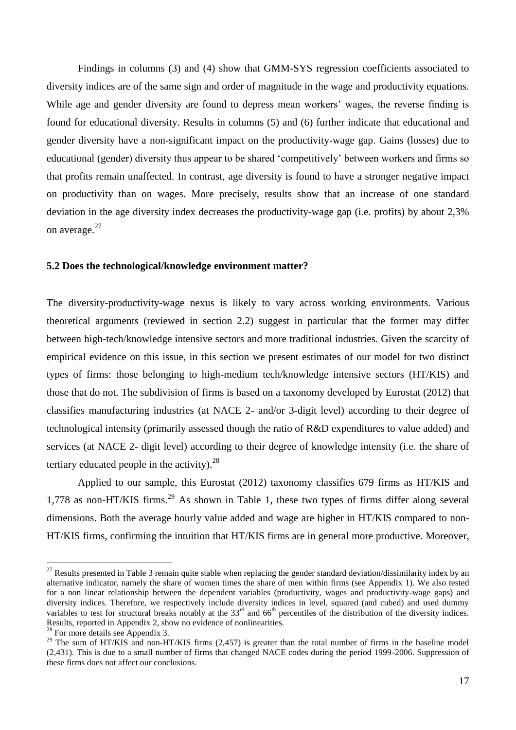Findings in columns (3) and (4) show that GMM-SYS regression coefficients associated to diversity indices are of the same sign and order of magnitude in the wage and productivity equations. While age and gender diversity are found to depress mean workers' wages, the reverse finding is found for educational diversity. Results in columns (5) and (6) further indicate that educational and gender diversity have a non-significant impact on the productivity-wage gap. Gains (losses) due to educational (gender) diversity thus appear to be shared 'competitively' between workers and firms so that profits remain unaffected. In contrast, age diversity is found to have a stronger negative impact on productivity than on wages. More precisely, results show that an increase of one standard deviation in the age diversity index decreases the productivity-wage gap (i.e. profits) by about 2,3% on average.[27]

### 5.2 Does the technological/knowledge environment matter?

The diversity-productivity-wage nexus is likely to vary across working environments. Various theoretical arguments (reviewed in section 2.2) suggest in particular that the former may differ between high-tech/knowledge intensive sectors and more traditional industries. Given the scarcity of empirical evidence on this issue, in this section we present estimates of our model for two distinct types of firms: those belonging to high-medium tech/knowledge intensive sectors (HT/KIS) and those that do not. The subdivision of firms is based on a taxonomy developed by Eurostat (2012) that classifies manufacturing industries (at NACE 2- and/or 3-digit level) according to their degree of technological intensity (primarily assessed though the ratio of R&D expenditures to value added) and services (at NACE 2- digit level) according to their degree of knowledge intensity (i.e. the share of tertiary educated people in the activity).[28]

Applied to our sample, this Eurostat (2012) taxonomy classifies 679 firms as HT/KIS and 1,778 as non-HT/KIS firms.[29] As shown in Table 1, these two types of firms differ along several dimensions. Both the average hourly value added and wage are higher in HT/KIS compared to non-HT/KIS firms, confirming the intuition that HT/KIS firms are in general more productive. Moreover,

---

[27] Results presented in Table 3 remain quite stable when replacing the gender standard deviation/dissimilarity index by an alternative indicator, namely the share of women times the share of men within firms (see Appendix 1). We also tested for a non linear relationship between the dependent variables (productivity, wages and productivity-wage gaps) and diversity indices. Therefore, we respectively include diversity indices in level, squared (and cubed) and used dummy variables to test for structural breaks notably at the 33[rd] and 66[th] percentiles of the distribution of the diversity indices. Results, reported in Appendix 2, show no evidence of nonlinearities.

[28] For more details see Appendix 3.

[29] The sum of HT/KIS and non-HT/KIS firms (2,457) is greater than the total number of firms in the baseline model (2,431). This is due to a small number of firms that changed NACE codes during the period 1999-2006. Suppression of these firms does not affect our conclusions.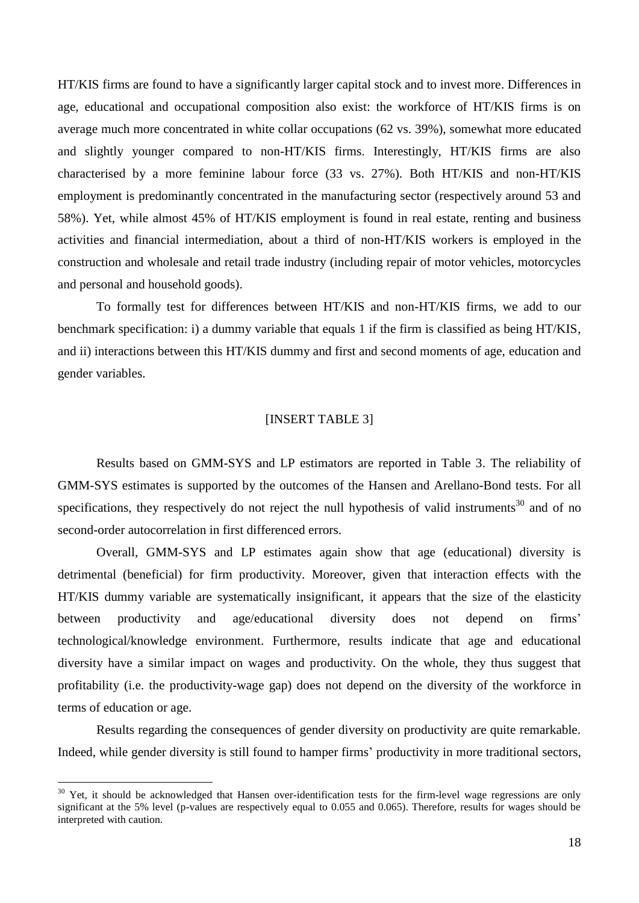HT/KIS firms are found to have a significantly larger capital stock and to invest more. Differences in age, educational and occupational composition also exist: the workforce of HT/KIS firms is on average much more concentrated in white collar occupations (62 vs. 39%), somewhat more educated and slightly younger compared to non-HT/KIS firms. Interestingly, HT/KIS firms are also characterised by a more feminine labour force (33 vs. 27%). Both HT/KIS and non-HT/KIS employment is predominantly concentrated in the manufacturing sector (respectively around 53 and 58%). Yet, while almost 45% of HT/KIS employment is found in real estate, renting and business activities and financial intermediation, about a third of non-HT/KIS workers is employed in the construction and wholesale and retail trade industry (including repair of motor vehicles, motorcycles and personal and household goods).

To formally test for differences between HT/KIS and non-HT/KIS firms, we add to our benchmark specification: i) a dummy variable that equals 1 if the firm is classified as being HT/KIS, and ii) interactions between this HT/KIS dummy and first and second moments of age, education and gender variables.

[INSERT TABLE 3]

Results based on GMM-SYS and LP estimators are reported in Table 3. The reliability of GMM-SYS estimates is supported by the outcomes of the Hansen and Arellano-Bond tests. For all specifications, they respectively do not reject the null hypothesis of valid instruments[30] and of no second-order autocorrelation in first differenced errors.

Overall, GMM-SYS and LP estimates again show that age (educational) diversity is detrimental (beneficial) for firm productivity. Moreover, given that interaction effects with the HT/KIS dummy variable are systematically insignificant, it appears that the size of the elasticity between productivity and age/educational diversity does not depend on firms' technological/knowledge environment. Furthermore, results indicate that age and educational diversity have a similar impact on wages and productivity. On the whole, they thus suggest that profitability (i.e. the productivity-wage gap) does not depend on the diversity of the workforce in terms of education or age.

Results regarding the consequences of gender diversity on productivity are quite remarkable. Indeed, while gender diversity is still found to hamper firms' productivity in more traditional sectors,

[30] Yet, it should be acknowledged that Hansen over-identification tests for the firm-level wage regressions are only significant at the 5% level (p-values are respectively equal to 0.055 and 0.065). Therefore, results for wages should be interpreted with caution.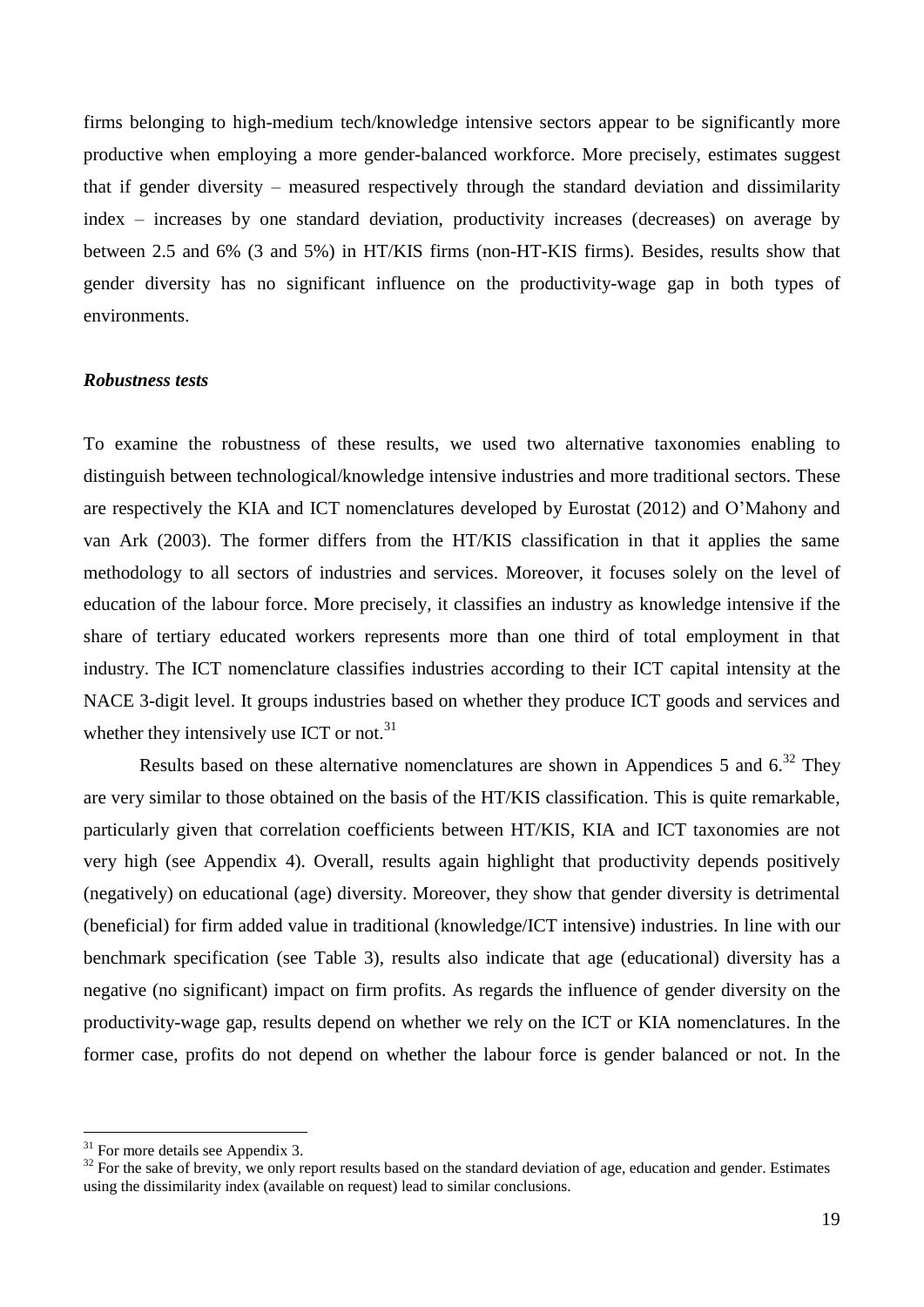firms belonging to high-medium tech/knowledge intensive sectors appear to be significantly more productive when employing a more gender-balanced workforce. More precisely, estimates suggest that if gender diversity – measured respectively through the standard deviation and dissimilarity index – increases by one standard deviation, productivity increases (decreases) on average by between 2.5 and 6% (3 and 5%) in HT/KIS firms (non-HT-KIS firms). Besides, results show that gender diversity has no significant influence on the productivity-wage gap in both types of environments.

***Robustness tests***

To examine the robustness of these results, we used two alternative taxonomies enabling to distinguish between technological/knowledge intensive industries and more traditional sectors. These are respectively the KIA and ICT nomenclatures developed by Eurostat (2012) and O'Mahony and van Ark (2003). The former differs from the HT/KIS classification in that it applies the same methodology to all sectors of industries and services. Moreover, it focuses solely on the level of education of the labour force. More precisely, it classifies an industry as knowledge intensive if the share of tertiary educated workers represents more than one third of total employment in that industry. The ICT nomenclature classifies industries according to their ICT capital intensity at the NACE 3-digit level. It groups industries based on whether they produce ICT goods and services and whether they intensively use ICT or not.[31]

Results based on these alternative nomenclatures are shown in Appendices 5 and 6.[32] They are very similar to those obtained on the basis of the HT/KIS classification. This is quite remarkable, particularly given that correlation coefficients between HT/KIS, KIA and ICT taxonomies are not very high (see Appendix 4). Overall, results again highlight that productivity depends positively (negatively) on educational (age) diversity. Moreover, they show that gender diversity is detrimental (beneficial) for firm added value in traditional (knowledge/ICT intensive) industries. In line with our benchmark specification (see Table 3), results also indicate that age (educational) diversity has a negative (no significant) impact on firm profits. As regards the influence of gender diversity on the productivity-wage gap, results depend on whether we rely on the ICT or KIA nomenclatures. In the former case, profits do not depend on whether the labour force is gender balanced or not. In the

[31] For more details see Appendix 3.

[32] For the sake of brevity, we only report results based on the standard deviation of age, education and gender. Estimates using the dissimilarity index (available on request) lead to similar conclusions.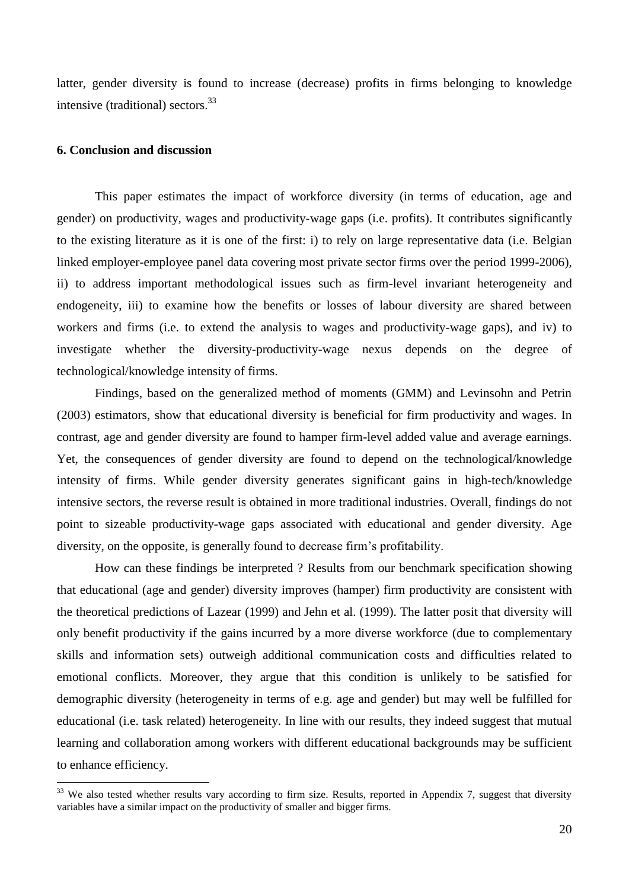latter, gender diversity is found to increase (decrease) profits in firms belonging to knowledge intensive (traditional) sectors.[33]

## 6. Conclusion and discussion

This paper estimates the impact of workforce diversity (in terms of education, age and gender) on productivity, wages and productivity-wage gaps (i.e. profits). It contributes significantly to the existing literature as it is one of the first: i) to rely on large representative data (i.e. Belgian linked employer-employee panel data covering most private sector firms over the period 1999-2006), ii) to address important methodological issues such as firm-level invariant heterogeneity and endogeneity, iii) to examine how the benefits or losses of labour diversity are shared between workers and firms (i.e. to extend the analysis to wages and productivity-wage gaps), and iv) to investigate whether the diversity-productivity-wage nexus depends on the degree of technological/knowledge intensity of firms.

Findings, based on the generalized method of moments (GMM) and Levinsohn and Petrin (2003) estimators, show that educational diversity is beneficial for firm productivity and wages. In contrast, age and gender diversity are found to hamper firm-level added value and average earnings. Yet, the consequences of gender diversity are found to depend on the technological/knowledge intensity of firms. While gender diversity generates significant gains in high-tech/knowledge intensive sectors, the reverse result is obtained in more traditional industries. Overall, findings do not point to sizeable productivity-wage gaps associated with educational and gender diversity. Age diversity, on the opposite, is generally found to decrease firm's profitability.

How can these findings be interpreted ? Results from our benchmark specification showing that educational (age and gender) diversity improves (hamper) firm productivity are consistent with the theoretical predictions of Lazear (1999) and Jehn et al. (1999). The latter posit that diversity will only benefit productivity if the gains incurred by a more diverse workforce (due to complementary skills and information sets) outweigh additional communication costs and difficulties related to emotional conflicts. Moreover, they argue that this condition is unlikely to be satisfied for demographic diversity (heterogeneity in terms of e.g. age and gender) but may well be fulfilled for educational (i.e. task related) heterogeneity. In line with our results, they indeed suggest that mutual learning and collaboration among workers with different educational backgrounds may be sufficient to enhance efficiency.

[33] We also tested whether results vary according to firm size. Results, reported in Appendix 7, suggest that diversity variables have a similar impact on the productivity of smaller and bigger firms.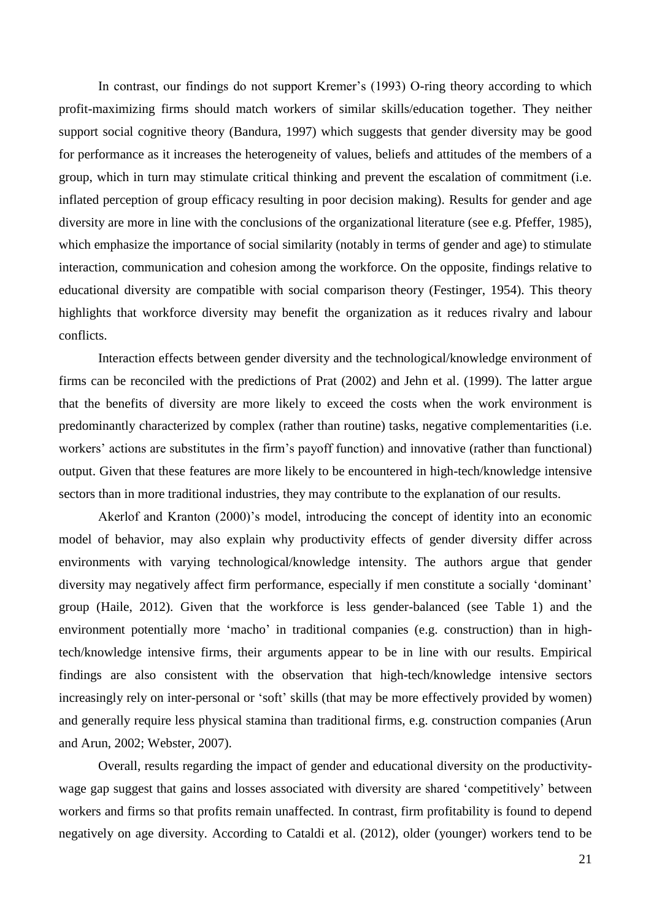In contrast, our findings do not support Kremer's (1993) O-ring theory according to which profit-maximizing firms should match workers of similar skills/education together. They neither support social cognitive theory (Bandura, 1997) which suggests that gender diversity may be good for performance as it increases the heterogeneity of values, beliefs and attitudes of the members of a group, which in turn may stimulate critical thinking and prevent the escalation of commitment (i.e. inflated perception of group efficacy resulting in poor decision making). Results for gender and age diversity are more in line with the conclusions of the organizational literature (see e.g. Pfeffer, 1985), which emphasize the importance of social similarity (notably in terms of gender and age) to stimulate interaction, communication and cohesion among the workforce. On the opposite, findings relative to educational diversity are compatible with social comparison theory (Festinger, 1954). This theory highlights that workforce diversity may benefit the organization as it reduces rivalry and labour conflicts.

Interaction effects between gender diversity and the technological/knowledge environment of firms can be reconciled with the predictions of Prat (2002) and Jehn et al. (1999). The latter argue that the benefits of diversity are more likely to exceed the costs when the work environment is predominantly characterized by complex (rather than routine) tasks, negative complementarities (i.e. workers' actions are substitutes in the firm's payoff function) and innovative (rather than functional) output. Given that these features are more likely to be encountered in high-tech/knowledge intensive sectors than in more traditional industries, they may contribute to the explanation of our results.

Akerlof and Kranton (2000)'s model, introducing the concept of identity into an economic model of behavior, may also explain why productivity effects of gender diversity differ across environments with varying technological/knowledge intensity. The authors argue that gender diversity may negatively affect firm performance, especially if men constitute a socially 'dominant' group (Haile, 2012). Given that the workforce is less gender-balanced (see Table 1) and the environment potentially more 'macho' in traditional companies (e.g. construction) than in high-tech/knowledge intensive firms, their arguments appear to be in line with our results. Empirical findings are also consistent with the observation that high-tech/knowledge intensive sectors increasingly rely on inter-personal or 'soft' skills (that may be more effectively provided by women) and generally require less physical stamina than traditional firms, e.g. construction companies (Arun and Arun, 2002; Webster, 2007).

Overall, results regarding the impact of gender and educational diversity on the productivity-wage gap suggest that gains and losses associated with diversity are shared 'competitively' between workers and firms so that profits remain unaffected. In contrast, firm profitability is found to depend negatively on age diversity. According to Cataldi et al. (2012), older (younger) workers tend to be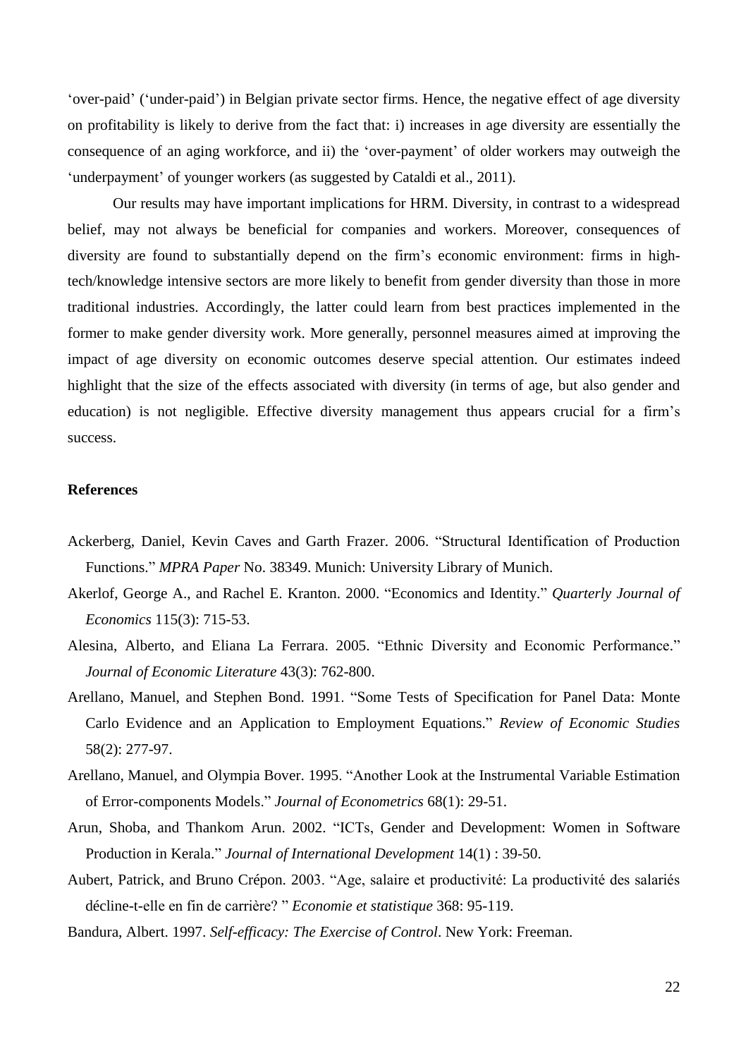'over-paid' ('under-paid') in Belgian private sector firms. Hence, the negative effect of age diversity on profitability is likely to derive from the fact that: i) increases in age diversity are essentially the consequence of an aging workforce, and ii) the 'over-payment' of older workers may outweigh the 'underpayment' of younger workers (as suggested by Cataldi et al., 2011).

Our results may have important implications for HRM. Diversity, in contrast to a widespread belief, may not always be beneficial for companies and workers. Moreover, consequences of diversity are found to substantially depend on the firm's economic environment: firms in high-tech/knowledge intensive sectors are more likely to benefit from gender diversity than those in more traditional industries. Accordingly, the latter could learn from best practices implemented in the former to make gender diversity work. More generally, personnel measures aimed at improving the impact of age diversity on economic outcomes deserve special attention. Our estimates indeed highlight that the size of the effects associated with diversity (in terms of age, but also gender and education) is not negligible. Effective diversity management thus appears crucial for a firm's success.

## References

Ackerberg, Daniel, Kevin Caves and Garth Frazer. 2006. "Structural Identification of Production Functions." *MPRA Paper* No. 38349. Munich: University Library of Munich.

Akerlof, George A., and Rachel E. Kranton. 2000. "Economics and Identity." *Quarterly Journal of Economics* 115(3): 715-53.

Alesina, Alberto, and Eliana La Ferrara. 2005. "Ethnic Diversity and Economic Performance." *Journal of Economic Literature* 43(3): 762-800.

Arellano, Manuel, and Stephen Bond. 1991. "Some Tests of Specification for Panel Data: Monte Carlo Evidence and an Application to Employment Equations." *Review of Economic Studies* 58(2): 277-97.

Arellano, Manuel, and Olympia Bover. 1995. "Another Look at the Instrumental Variable Estimation of Error-components Models." *Journal of Econometrics* 68(1): 29-51.

Arun, Shoba, and Thankom Arun. 2002. "ICTs, Gender and Development: Women in Software Production in Kerala." *Journal of International Development* 14(1) : 39-50.

Aubert, Patrick, and Bruno Crépon. 2003. "Age, salaire et productivité: La productivité des salariés décline-t-elle en fin de carrière? " *Economie et statistique* 368: 95-119.

Bandura, Albert. 1997. *Self-efficacy: The Exercise of Control*. New York: Freeman.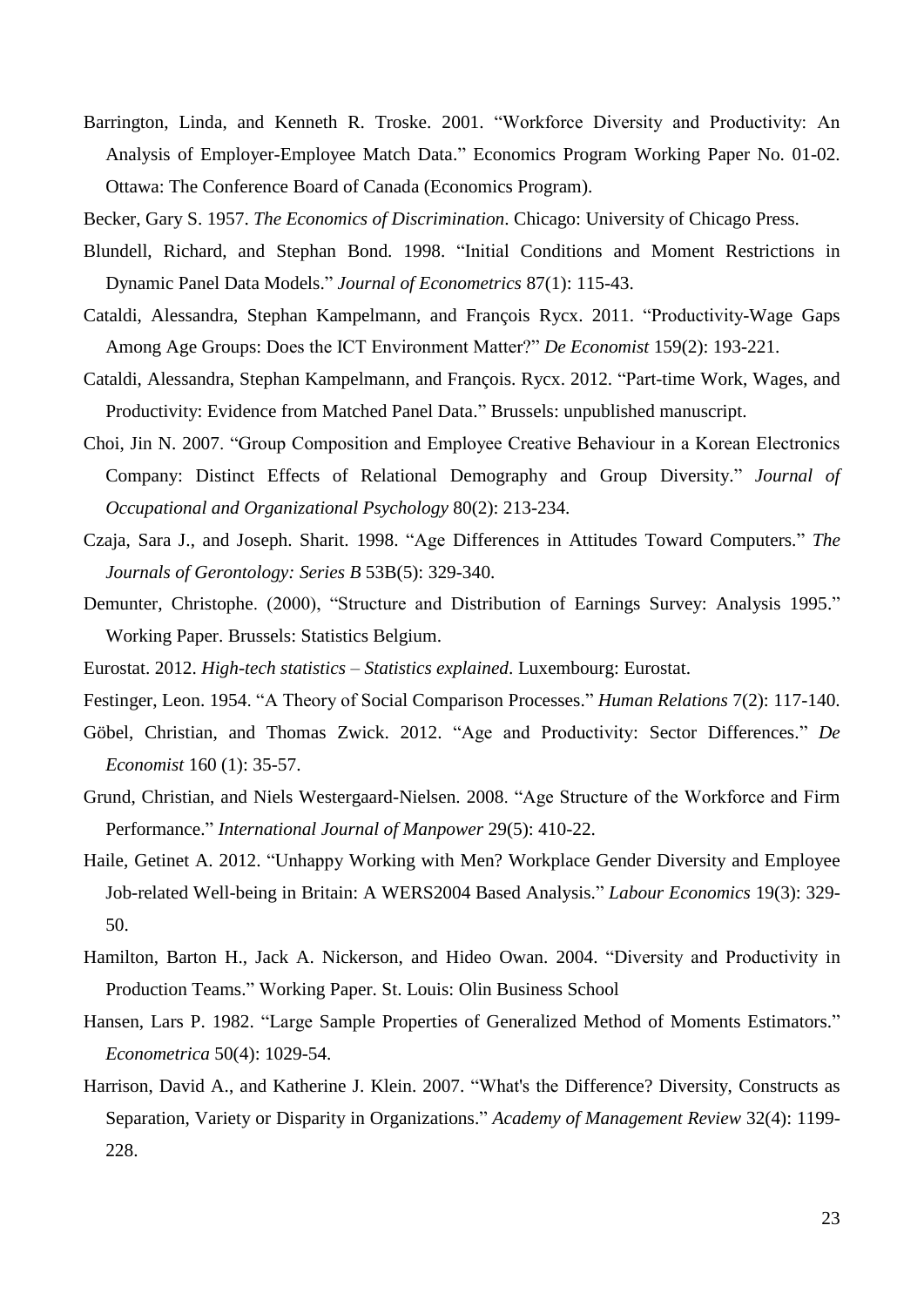Barrington, Linda, and Kenneth R. Troske. 2001. "Workforce Diversity and Productivity: An Analysis of Employer-Employee Match Data." Economics Program Working Paper No. 01-02. Ottawa: The Conference Board of Canada (Economics Program).

Becker, Gary S. 1957. *The Economics of Discrimination*. Chicago: University of Chicago Press.

Blundell, Richard, and Stephan Bond. 1998. "Initial Conditions and Moment Restrictions in Dynamic Panel Data Models." *Journal of Econometrics* 87(1): 115-43.

Cataldi, Alessandra, Stephan Kampelmann, and François Rycx. 2011. "Productivity-Wage Gaps Among Age Groups: Does the ICT Environment Matter?" *De Economist* 159(2): 193-221.

Cataldi, Alessandra, Stephan Kampelmann, and François. Rycx. 2012. "Part-time Work, Wages, and Productivity: Evidence from Matched Panel Data." Brussels: unpublished manuscript.

Choi, Jin N. 2007. "Group Composition and Employee Creative Behaviour in a Korean Electronics Company: Distinct Effects of Relational Demography and Group Diversity." *Journal of Occupational and Organizational Psychology* 80(2): 213-234.

Czaja, Sara J., and Joseph. Sharit. 1998. "Age Differences in Attitudes Toward Computers." *The Journals of Gerontology: Series B* 53B(5): 329-340.

Demunter, Christophe. (2000), "Structure and Distribution of Earnings Survey: Analysis 1995." Working Paper. Brussels: Statistics Belgium.

Eurostat. 2012. *High-tech statistics – Statistics explained*. Luxembourg: Eurostat.

Festinger, Leon. 1954. "A Theory of Social Comparison Processes." *Human Relations* 7(2): 117-140.

Göbel, Christian, and Thomas Zwick. 2012. "Age and Productivity: Sector Differences." *De Economist* 160 (1): 35-57.

Grund, Christian, and Niels Westergaard-Nielsen. 2008. "Age Structure of the Workforce and Firm Performance." *International Journal of Manpower* 29(5): 410-22.

Haile, Getinet A. 2012. "Unhappy Working with Men? Workplace Gender Diversity and Employee Job-related Well-being in Britain: A WERS2004 Based Analysis." *Labour Economics* 19(3): 329-50.

Hamilton, Barton H., Jack A. Nickerson, and Hideo Owan. 2004. "Diversity and Productivity in Production Teams." Working Paper. St. Louis: Olin Business School

Hansen, Lars P. 1982. "Large Sample Properties of Generalized Method of Moments Estimators." *Econometrica* 50(4): 1029-54.

Harrison, David A., and Katherine J. Klein. 2007. "What's the Difference? Diversity, Constructs as Separation, Variety or Disparity in Organizations." *Academy of Management Review* 32(4): 1199-228.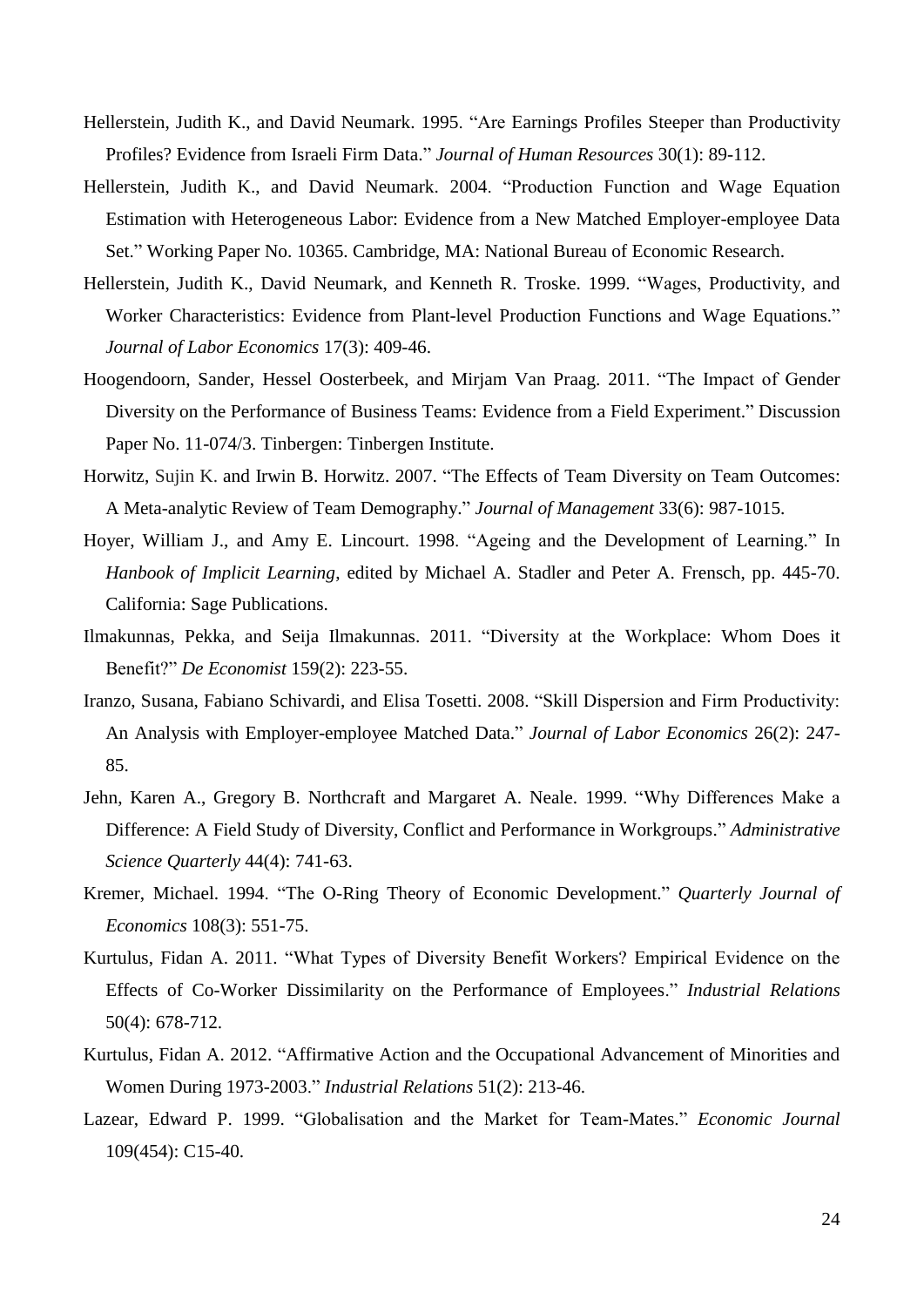Hellerstein, Judith K., and David Neumark. 1995. "Are Earnings Profiles Steeper than Productivity Profiles? Evidence from Israeli Firm Data." *Journal of Human Resources* 30(1): 89-112.

Hellerstein, Judith K., and David Neumark. 2004. "Production Function and Wage Equation Estimation with Heterogeneous Labor: Evidence from a New Matched Employer-employee Data Set." Working Paper No. 10365. Cambridge, MA: National Bureau of Economic Research.

Hellerstein, Judith K., David Neumark, and Kenneth R. Troske. 1999. "Wages, Productivity, and Worker Characteristics: Evidence from Plant-level Production Functions and Wage Equations." *Journal of Labor Economics* 17(3): 409-46.

Hoogendoorn, Sander, Hessel Oosterbeek, and Mirjam Van Praag. 2011. "The Impact of Gender Diversity on the Performance of Business Teams: Evidence from a Field Experiment." Discussion Paper No. 11-074/3. Tinbergen: Tinbergen Institute.

Horwitz, Sujin K. and Irwin B. Horwitz. 2007. "The Effects of Team Diversity on Team Outcomes: A Meta-analytic Review of Team Demography." *Journal of Management* 33(6): 987-1015.

Hoyer, William J., and Amy E. Lincourt. 1998. "Ageing and the Development of Learning." In *Hanbook of Implicit Learning*, edited by Michael A. Stadler and Peter A. Frensch, pp. 445-70. California: Sage Publications.

Ilmakunnas, Pekka, and Seija Ilmakunnas. 2011. "Diversity at the Workplace: Whom Does it Benefit?" *De Economist* 159(2): 223-55.

Iranzo, Susana, Fabiano Schivardi, and Elisa Tosetti. 2008. "Skill Dispersion and Firm Productivity: An Analysis with Employer-employee Matched Data." *Journal of Labor Economics* 26(2): 247-85.

Jehn, Karen A., Gregory B. Northcraft and Margaret A. Neale. 1999. "Why Differences Make a Difference: A Field Study of Diversity, Conflict and Performance in Workgroups." *Administrative Science Quarterly* 44(4): 741-63.

Kremer, Michael. 1994. "The O-Ring Theory of Economic Development." *Quarterly Journal of Economics* 108(3): 551-75.

Kurtulus, Fidan A. 2011. "What Types of Diversity Benefit Workers? Empirical Evidence on the Effects of Co-Worker Dissimilarity on the Performance of Employees." *Industrial Relations* 50(4): 678-712.

Kurtulus, Fidan A. 2012. "Affirmative Action and the Occupational Advancement of Minorities and Women During 1973-2003." *Industrial Relations* 51(2): 213-46.

Lazear, Edward P. 1999. "Globalisation and the Market for Team-Mates." *Economic Journal* 109(454): C15-40.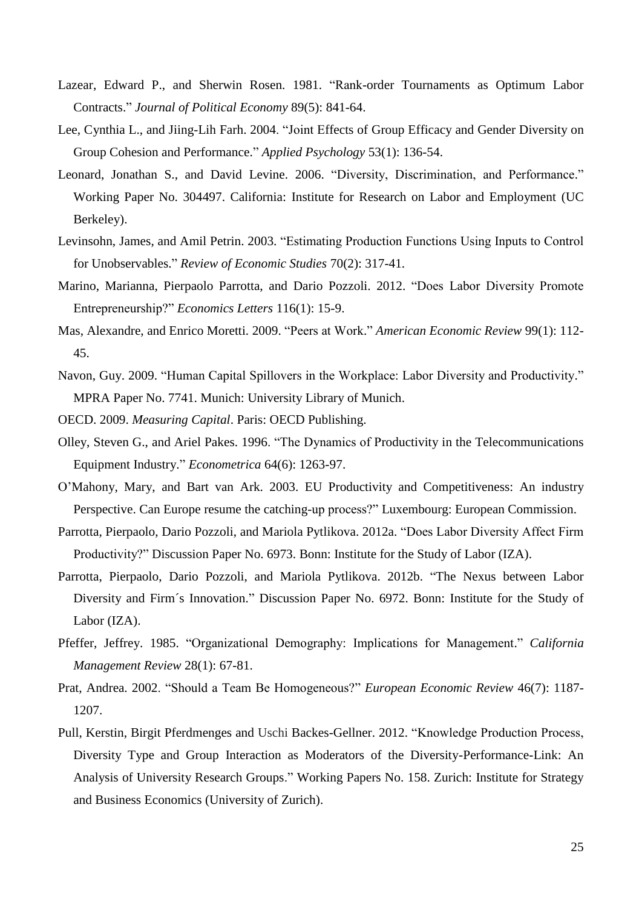Lazear, Edward P., and Sherwin Rosen. 1981. "Rank-order Tournaments as Optimum Labor Contracts." *Journal of Political Economy* 89(5): 841-64.

Lee, Cynthia L., and Jiing-Lih Farh. 2004. "Joint Effects of Group Efficacy and Gender Diversity on Group Cohesion and Performance." *Applied Psychology* 53(1): 136-54.

Leonard, Jonathan S., and David Levine. 2006. "Diversity, Discrimination, and Performance." Working Paper No. 304497. California: Institute for Research on Labor and Employment (UC Berkeley).

Levinsohn, James, and Amil Petrin. 2003. "Estimating Production Functions Using Inputs to Control for Unobservables." *Review of Economic Studies* 70(2): 317-41.

Marino, Marianna, Pierpaolo Parrotta, and Dario Pozzoli. 2012. "Does Labor Diversity Promote Entrepreneurship?" *Economics Letters* 116(1): 15-9.

Mas, Alexandre, and Enrico Moretti. 2009. "Peers at Work." *American Economic Review* 99(1): 112-45.

Navon, Guy. 2009. "Human Capital Spillovers in the Workplace: Labor Diversity and Productivity." MPRA Paper No. 7741. Munich: University Library of Munich.

OECD. 2009. *Measuring Capital*. Paris: OECD Publishing.

Olley, Steven G., and Ariel Pakes. 1996. "The Dynamics of Productivity in the Telecommunications Equipment Industry." *Econometrica* 64(6): 1263-97.

O'Mahony, Mary, and Bart van Ark. 2003. EU Productivity and Competitiveness: An industry Perspective. Can Europe resume the catching-up process?" Luxembourg: European Commission.

Parrotta, Pierpaolo, Dario Pozzoli, and Mariola Pytlikova. 2012a. "Does Labor Diversity Affect Firm Productivity?" Discussion Paper No. 6973. Bonn: Institute for the Study of Labor (IZA).

Parrotta, Pierpaolo, Dario Pozzoli, and Mariola Pytlikova. 2012b. "The Nexus between Labor Diversity and Firm´s Innovation." Discussion Paper No. 6972. Bonn: Institute for the Study of Labor (IZA).

Pfeffer, Jeffrey. 1985. "Organizational Demography: Implications for Management." *California Management Review* 28(1): 67-81.

Prat, Andrea. 2002. "Should a Team Be Homogeneous?" *European Economic Review* 46(7): 1187-1207.

Pull, Kerstin, Birgit Pferdmenges and Uschi Backes-Gellner. 2012. "Knowledge Production Process, Diversity Type and Group Interaction as Moderators of the Diversity-Performance-Link: An Analysis of University Research Groups." Working Papers No. 158. Zurich: Institute for Strategy and Business Economics (University of Zurich).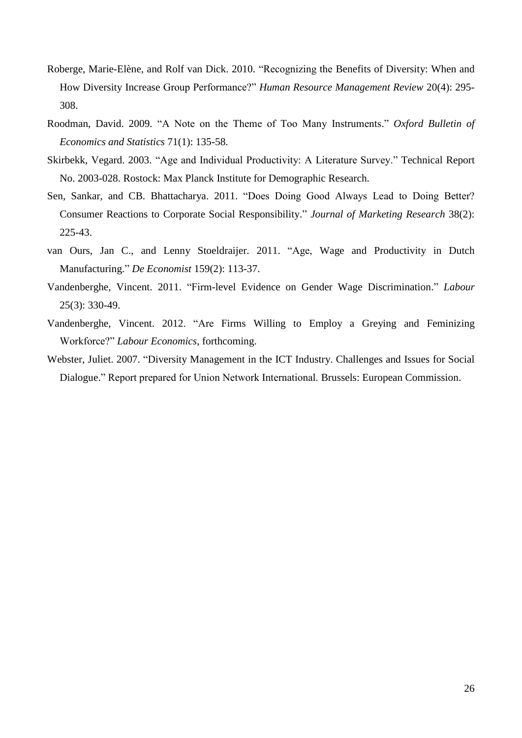Roberge, Marie-Elène, and Rolf van Dick. 2010. "Recognizing the Benefits of Diversity: When and How Diversity Increase Group Performance?" *Human Resource Management Review* 20(4): 295-308.

Roodman, David. 2009. "A Note on the Theme of Too Many Instruments." *Oxford Bulletin of Economics and Statistics* 71(1): 135-58.

Skirbekk, Vegard. 2003. "Age and Individual Productivity: A Literature Survey." Technical Report No. 2003-028. Rostock: Max Planck Institute for Demographic Research.

Sen, Sankar, and CB. Bhattacharya. 2011. "Does Doing Good Always Lead to Doing Better? Consumer Reactions to Corporate Social Responsibility." *Journal of Marketing Research* 38(2): 225-43.

van Ours, Jan C., and Lenny Stoeldraijer. 2011. "Age, Wage and Productivity in Dutch Manufacturing." *De Economist* 159(2): 113-37.

Vandenberghe, Vincent. 2011. "Firm-level Evidence on Gender Wage Discrimination." *Labour* 25(3): 330-49.

Vandenberghe, Vincent. 2012. "Are Firms Willing to Employ a Greying and Feminizing Workforce?" *Labour Economics*, forthcoming.

Webster, Juliet. 2007. "Diversity Management in the ICT Industry. Challenges and Issues for Social Dialogue." Report prepared for Union Network International. Brussels: European Commission.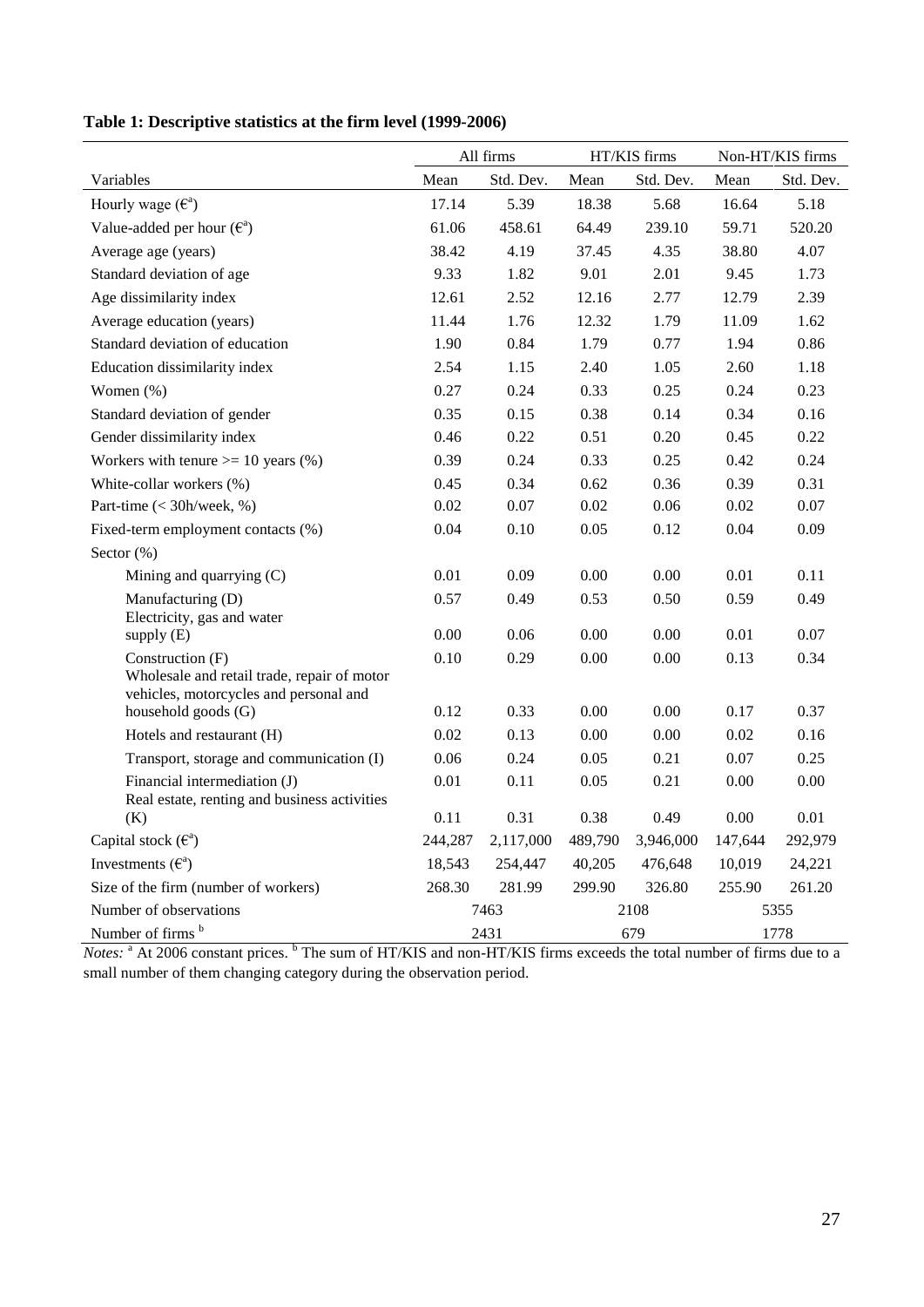**Table 1: Descriptive statistics at the firm level (1999-2006)**

| | All firms | | HT/KIS firms | | Non-HT/KIS firms | |
|---|---|---|---|---|---|---|
| Variables | Mean | Std. Dev. | Mean | Std. Dev. | Mean | Std. Dev. |
| Hourly wage (€[a]) | 17.14 | 5.39 | 18.38 | 5.68 | 16.64 | 5.18 |
| Value-added per hour (€[a]) | 61.06 | 458.61 | 64.49 | 239.10 | 59.71 | 520.20 |
| Average age (years) | 38.42 | 4.19 | 37.45 | 4.35 | 38.80 | 4.07 |
| Standard deviation of age | 9.33 | 1.82 | 9.01 | 2.01 | 9.45 | 1.73 |
| Age dissimilarity index | 12.61 | 2.52 | 12.16 | 2.77 | 12.79 | 2.39 |
| Average education (years) | 11.44 | 1.76 | 12.32 | 1.79 | 11.09 | 1.62 |
| Standard deviation of education | 1.90 | 0.84 | 1.79 | 0.77 | 1.94 | 0.86 |
| Education dissimilarity index | 2.54 | 1.15 | 2.40 | 1.05 | 2.60 | 1.18 |
| Women (%) | 0.27 | 0.24 | 0.33 | 0.25 | 0.24 | 0.23 |
| Standard deviation of gender | 0.35 | 0.15 | 0.38 | 0.14 | 0.34 | 0.16 |
| Gender dissimilarity index | 0.46 | 0.22 | 0.51 | 0.20 | 0.45 | 0.22 |
| Workers with tenure >= 10 years (%) | 0.39 | 0.24 | 0.33 | 0.25 | 0.42 | 0.24 |
| White-collar workers (%) | 0.45 | 0.34 | 0.62 | 0.36 | 0.39 | 0.31 |
| Part-time (< 30h/week, %) | 0.02 | 0.07 | 0.02 | 0.06 | 0.02 | 0.07 |
| Fixed-term employment contacts (%) | 0.04 | 0.10 | 0.05 | 0.12 | 0.04 | 0.09 |
| Sector (%) | | | | | | |
| Mining and quarrying (C) | 0.01 | 0.09 | 0.00 | 0.00 | 0.01 | 0.11 |
| Manufacturing (D) | 0.57 | 0.49 | 0.53 | 0.50 | 0.59 | 0.49 |
| Electricity, gas and water supply (E) | 0.00 | 0.06 | 0.00 | 0.00 | 0.01 | 0.07 |
| Construction (F) | 0.10 | 0.29 | 0.00 | 0.00 | 0.13 | 0.34 |
| Wholesale and retail trade, repair of motor vehicles, motorcycles and personal and household goods (G) | 0.12 | 0.33 | 0.00 | 0.00 | 0.17 | 0.37 |
| Hotels and restaurant (H) | 0.02 | 0.13 | 0.00 | 0.00 | 0.02 | 0.16 |
| Transport, storage and communication (I) | 0.06 | 0.24 | 0.05 | 0.21 | 0.07 | 0.25 |
| Financial intermediation (J) | 0.01 | 0.11 | 0.05 | 0.21 | 0.00 | 0.00 |
| Real estate, renting and business activities (K) | 0.11 | 0.31 | 0.38 | 0.49 | 0.00 | 0.01 |
| Capital stock (€[a]) | 244,287 | 2,117,000 | 489,790 | 3,946,000 | 147,644 | 292,979 |
| Investments (€[a]) | 18,543 | 254,447 | 40,205 | 476,648 | 10,019 | 24,221 |
| Size of the firm (number of workers) | 268.30 | 281.99 | 299.90 | 326.80 | 255.90 | 261.20 |
| Number of observations | 7463 | | 2108 | | 5355 | |
| Number of firms [b] | 2431 | | 679 | | 1778 | |

*Notes:* [a] At 2006 constant prices. [b] The sum of HT/KIS and non-HT/KIS firms exceeds the total number of firms due to a small number of them changing category during the observation period.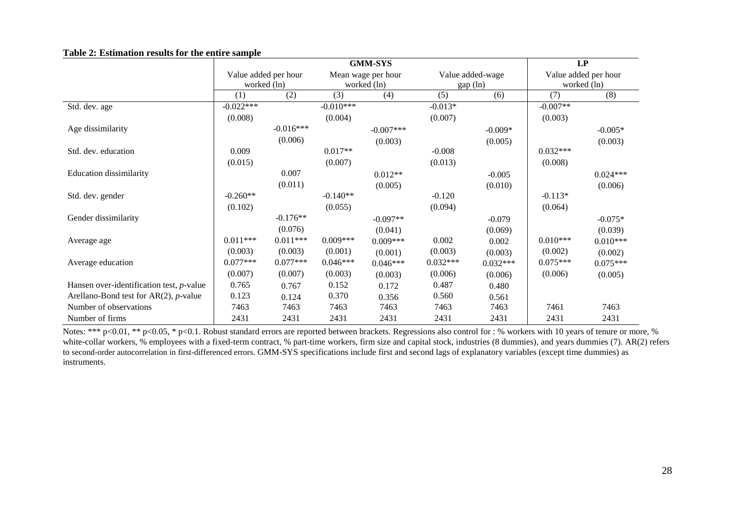**Table 2: Estimation results for the entire sample**

| | GMM-SYS | | | | | | LP | |
|---|---|---|---|---|---|---|---|---|
| | Value added per hour worked (ln) | | Mean wage per hour worked (ln) | | Value added-wage gap (ln) | | Value added per hour worked (ln) | |
| | (1) | (2) | (3) | (4) | (5) | (6) | (7) | (8) |
| Std. dev. age | -0.022*** | | -0.010*** | | -0.013* | | -0.007** | |
| | (0.008) | | (0.004) | | (0.007) | | (0.003) | |
| Age dissimilarity | | -0.016*** | | -0.007*** | | -0.009* | | -0.005* |
| | | (0.006) | | (0.003) | | (0.005) | | (0.003) |
| Std. dev. education | 0.009 | | 0.017** | | -0.008 | | 0.032*** | |
| | (0.015) | | (0.007) | | (0.013) | | (0.008) | |
| Education dissimilarity | | 0.007 | | 0.012** | | -0.005 | | 0.024*** |
| | | (0.011) | | (0.005) | | (0.010) | | (0.006) |
| Std. dev. gender | -0.260** | | -0.140** | | -0.120 | | -0.113* | |
| | (0.102) | | (0.055) | | (0.094) | | (0.064) | |
| Gender dissimilarity | | -0.176** | | -0.097** | | -0.079 | | -0.075* |
| | | (0.076) | | (0.041) | | (0.069) | | (0.039) |
| Average age | 0.011*** | 0.011*** | 0.009*** | 0.009*** | 0.002 | 0.002 | 0.010*** | 0.010*** |
| | (0.003) | (0.003) | (0.001) | (0.001) | (0.003) | (0.003) | (0.002) | (0.002) |
| Average education | 0.077*** | 0.077*** | 0.046*** | 0.046*** | 0.032*** | 0.032*** | 0.075*** | 0.075*** |
| | (0.007) | (0.007) | (0.003) | (0.003) | (0.006) | (0.006) | (0.006) | (0.005) |
| Hansen over-identification test, *p*-value | 0.765 | 0.767 | 0.152 | 0.172 | 0.487 | 0.480 | | |
| Arellano-Bond test for AR(2), *p*-value | 0.123 | 0.124 | 0.370 | 0.356 | 0.560 | 0.561 | | |
| Number of observations | 7463 | 7463 | 7463 | 7463 | 7463 | 7463 | 7461 | 7463 |
| Number of firms | 2431 | 2431 | 2431 | 2431 | 2431 | 2431 | 2431 | 2431 |

Notes: *** p<0.01, ** p<0.05, * p<0.1. Robust standard errors are reported between brackets. Regressions also control for : % workers with 10 years of tenure or more, % white-collar workers, % employees with a fixed-term contract, % part-time workers, firm size and capital stock, industries (8 dummies), and years dummies (7). AR(2) refers to second-order autocorrelation in first-differenced errors. GMM-SYS specifications include first and second lags of explanatory variables (except time dummies) as instruments.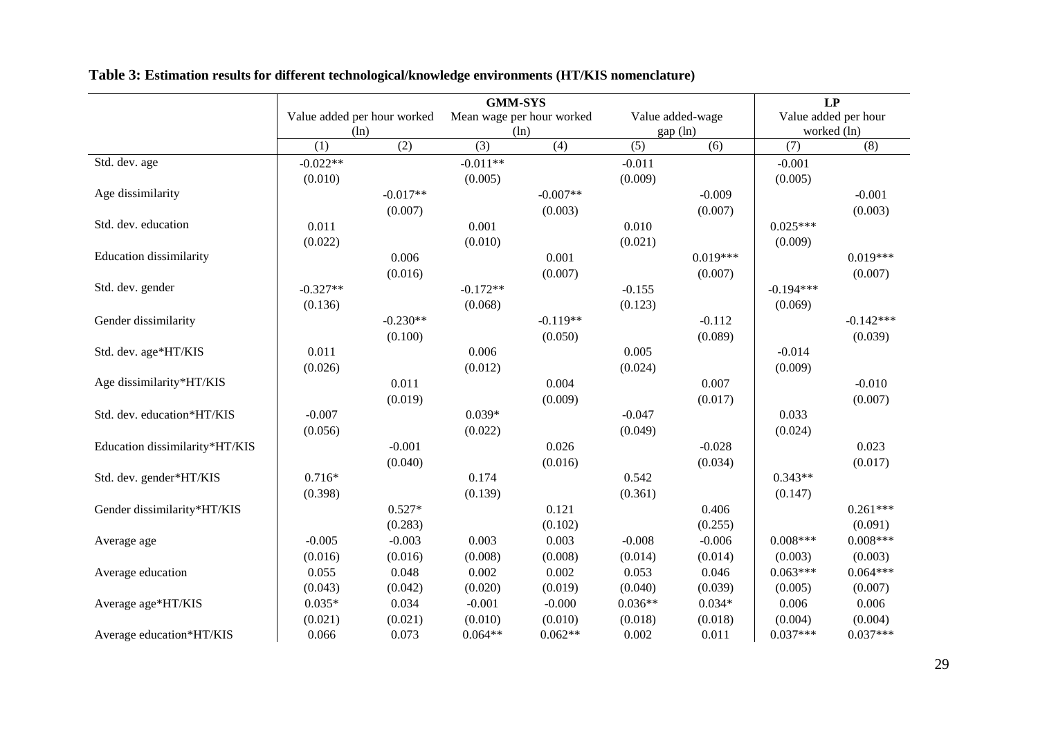**Table 3: Estimation results for different technological/knowledge environments (HT/KIS nomenclature)**

| | GMM-SYS | | | | | | LP | |
|---|---|---|---|---|---|---|---|---|
| | Value added per hour worked (ln) | | Mean wage per hour worked (ln) | | Value added-wage gap (ln) | | Value added per hour worked (ln) | |
| | (1) | (2) | (3) | (4) | (5) | (6) | (7) | (8) |
| Std. dev. age | -0.022** | | -0.011** | | -0.011 | | -0.001 | |
| | (0.010) | | (0.005) | | (0.009) | | (0.005) | |
| Age dissimilarity | | -0.017** | | -0.007** | | -0.009 | | -0.001 |
| | | (0.007) | | (0.003) | | (0.007) | | (0.003) |
| Std. dev. education | 0.011 | | 0.001 | | 0.010 | | 0.025*** | |
| | (0.022) | | (0.010) | | (0.021) | | (0.009) | |
| Education dissimilarity | | 0.006 | | 0.001 | | 0.019*** | | 0.019*** |
| | | (0.016) | | (0.007) | | (0.007) | | (0.007) |
| Std. dev. gender | -0.327** | | -0.172** | | -0.155 | | -0.194*** | |
| | (0.136) | | (0.068) | | (0.123) | | (0.069) | |
| Gender dissimilarity | | -0.230** | | -0.119** | | -0.112 | | -0.142*** |
| | | (0.100) | | (0.050) | | (0.089) | | (0.039) |
| Std. dev. age*HT/KIS | 0.011 | | 0.006 | | 0.005 | | -0.014 | |
| | (0.026) | | (0.012) | | (0.024) | | (0.009) | |
| Age dissimilarity*HT/KIS | | 0.011 | | 0.004 | | 0.007 | | -0.010 |
| | | (0.019) | | (0.009) | | (0.017) | | (0.007) |
| Std. dev. education*HT/KIS | -0.007 | | 0.039* | | -0.047 | | 0.033 | |
| | (0.056) | | (0.022) | | (0.049) | | (0.024) | |
| Education dissimilarity*HT/KIS | | -0.001 | | 0.026 | | -0.028 | | 0.023 |
| | | (0.040) | | (0.016) | | (0.034) | | (0.017) |
| Std. dev. gender*HT/KIS | 0.716* | | 0.174 | | 0.542 | | 0.343** | |
| | (0.398) | | (0.139) | | (0.361) | | (0.147) | |
| Gender dissimilarity*HT/KIS | | 0.527* | | 0.121 | | 0.406 | | 0.261*** |
| | | (0.283) | | (0.102) | | (0.255) | | (0.091) |
| Average age | -0.005 | -0.003 | 0.003 | 0.003 | -0.008 | -0.006 | 0.008*** | 0.008*** |
| | (0.016) | (0.016) | (0.008) | (0.008) | (0.014) | (0.014) | (0.003) | (0.003) |
| Average education | 0.055 | 0.048 | 0.002 | 0.002 | 0.053 | 0.046 | 0.063*** | 0.064*** |
| | (0.043) | (0.042) | (0.020) | (0.019) | (0.040) | (0.039) | (0.005) | (0.007) |
| Average age*HT/KIS | 0.035* | 0.034 | -0.001 | -0.000 | 0.036** | 0.034* | 0.006 | 0.006 |
| | (0.021) | (0.021) | (0.010) | (0.010) | (0.018) | (0.018) | (0.004) | (0.004) |
| Average education*HT/KIS | 0.066 | 0.073 | 0.064** | 0.062** | 0.002 | 0.011 | 0.037*** | 0.037*** |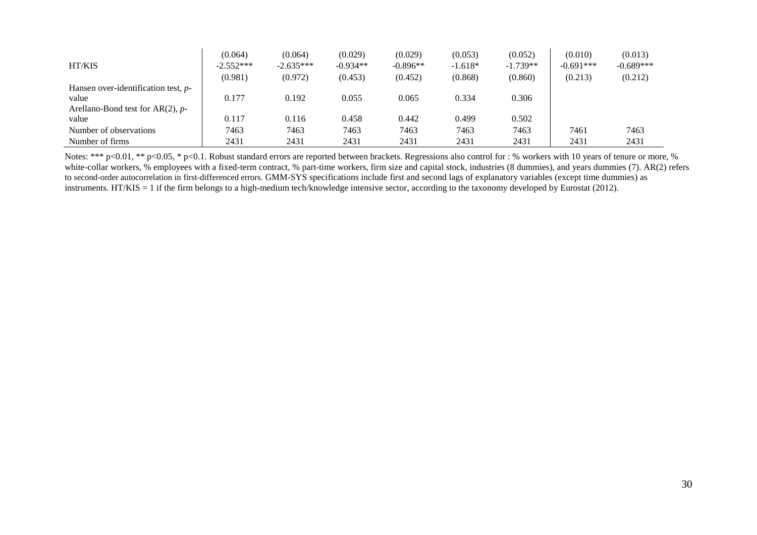| | | | | | | | | |
|---|---|---|---|---|---|---|---|---|
| | (0.064) | (0.064) | (0.029) | (0.029) | (0.053) | (0.052) | (0.010) | (0.013) |
| HT/KIS | -2.552*** | -2.635*** | -0.934** | -0.896** | -1.618* | -1.739** | -0.691*** | -0.689*** |
| | (0.981) | (0.972) | (0.453) | (0.452) | (0.868) | (0.860) | (0.213) | (0.212) |
| Hansen over-identification test, *p*-value | 0.177 | 0.192 | 0.055 | 0.065 | 0.334 | 0.306 | | |
| Arellano-Bond test for AR(2), *p*-value | 0.117 | 0.116 | 0.458 | 0.442 | 0.499 | 0.502 | | |
| Number of observations | 7463 | 7463 | 7463 | 7463 | 7463 | 7463 | 7461 | 7463 |
| Number of firms | 2431 | 2431 | 2431 | 2431 | 2431 | 2431 | 2431 | 2431 |

Notes: *** p<0.01, ** p<0.05, * p<0.1. Robust standard errors are reported between brackets. Regressions also control for : % workers with 10 years of tenure or more, % white-collar workers, % employees with a fixed-term contract, % part-time workers, firm size and capital stock, industries (8 dummies), and years dummies (7). AR(2) refers to second-order autocorrelation in first-differenced errors. GMM-SYS specifications include first and second lags of explanatory variables (except time dummies) as instruments. HT/KIS = 1 if the firm belongs to a high-medium tech/knowledge intensive sector, according to the taxonomy developed by Eurostat (2012).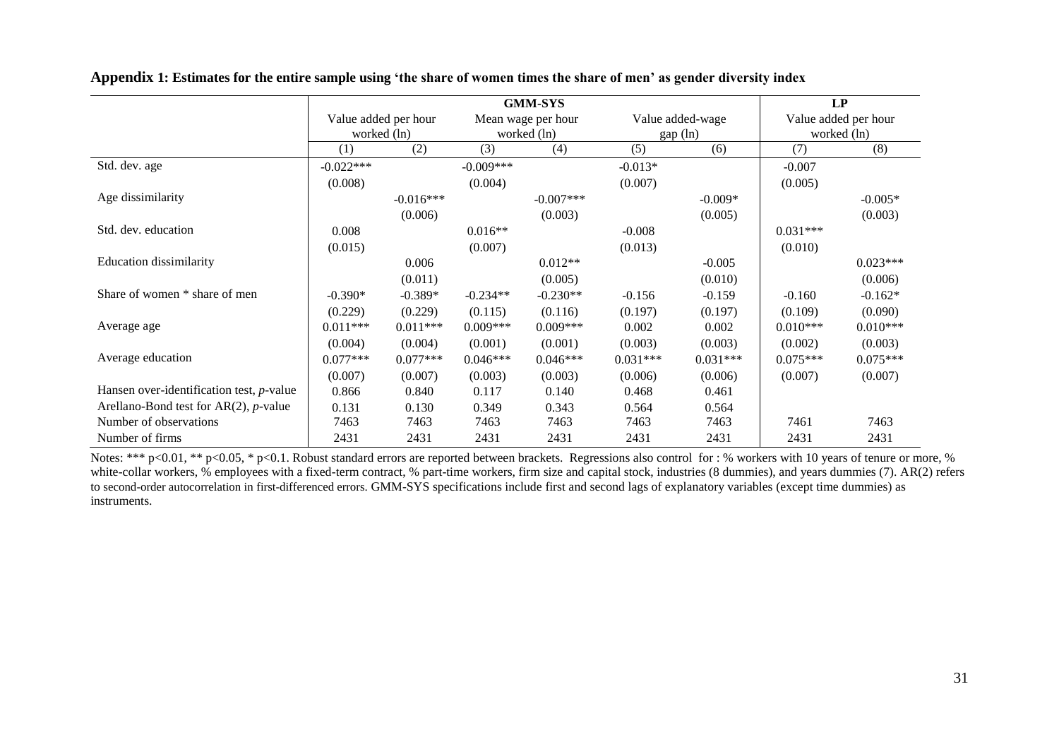**Appendix 1: Estimates for the entire sample using 'the share of women times the share of men' as gender diversity index**

| | GMM-SYS | | | | | | LP | |
|---|---|---|---|---|---|---|---|---|
| | Value added per hour worked (ln) | | Mean wage per hour worked (ln) | | Value added-wage gap (ln) | | Value added per hour worked (ln) | |
| | (1) | (2) | (3) | (4) | (5) | (6) | (7) | (8) |
| Std. dev. age | -0.022*** | | -0.009*** | | -0.013* | | -0.007 | |
| | (0.008) | | (0.004) | | (0.007) | | (0.005) | |
| Age dissimilarity | | -0.016*** | | -0.007*** | | -0.009* | | -0.005* |
| | | (0.006) | | (0.003) | | (0.005) | | (0.003) |
| Std. dev. education | 0.008 | | 0.016** | | -0.008 | | 0.031*** | |
| | (0.015) | | (0.007) | | (0.013) | | (0.010) | |
| Education dissimilarity | | 0.006 | | 0.012** | | -0.005 | | 0.023*** |
| | | (0.011) | | (0.005) | | (0.010) | | (0.006) |
| Share of women * share of men | -0.390* | -0.389* | -0.234** | -0.230** | -0.156 | -0.159 | -0.160 | -0.162* |
| | (0.229) | (0.229) | (0.115) | (0.116) | (0.197) | (0.197) | (0.109) | (0.090) |
| Average age | 0.011*** | 0.011*** | 0.009*** | 0.009*** | 0.002 | 0.002 | 0.010*** | 0.010*** |
| | (0.004) | (0.004) | (0.001) | (0.001) | (0.003) | (0.003) | (0.002) | (0.003) |
| Average education | 0.077*** | 0.077*** | 0.046*** | 0.046*** | 0.031*** | 0.031*** | 0.075*** | 0.075*** |
| | (0.007) | (0.007) | (0.003) | (0.003) | (0.006) | (0.006) | (0.007) | (0.007) |
| Hansen over-identification test, *p*-value | 0.866 | 0.840 | 0.117 | 0.140 | 0.468 | 0.461 | | |
| Arellano-Bond test for AR(2), *p*-value | 0.131 | 0.130 | 0.349 | 0.343 | 0.564 | 0.564 | | |
| Number of observations | 7463 | 7463 | 7463 | 7463 | 7463 | 7463 | 7461 | 7463 |
| Number of firms | 2431 | 2431 | 2431 | 2431 | 2431 | 2431 | 2431 | 2431 |

Notes: *** p<0.01, ** p<0.05, * p<0.1. Robust standard errors are reported between brackets. Regressions also control for : % workers with 10 years of tenure or more, % white-collar workers, % employees with a fixed-term contract, % part-time workers, firm size and capital stock, industries (8 dummies), and years dummies (7). AR(2) refers to second-order autocorrelation in first-differenced errors. GMM-SYS specifications include first and second lags of explanatory variables (except time dummies) as instruments.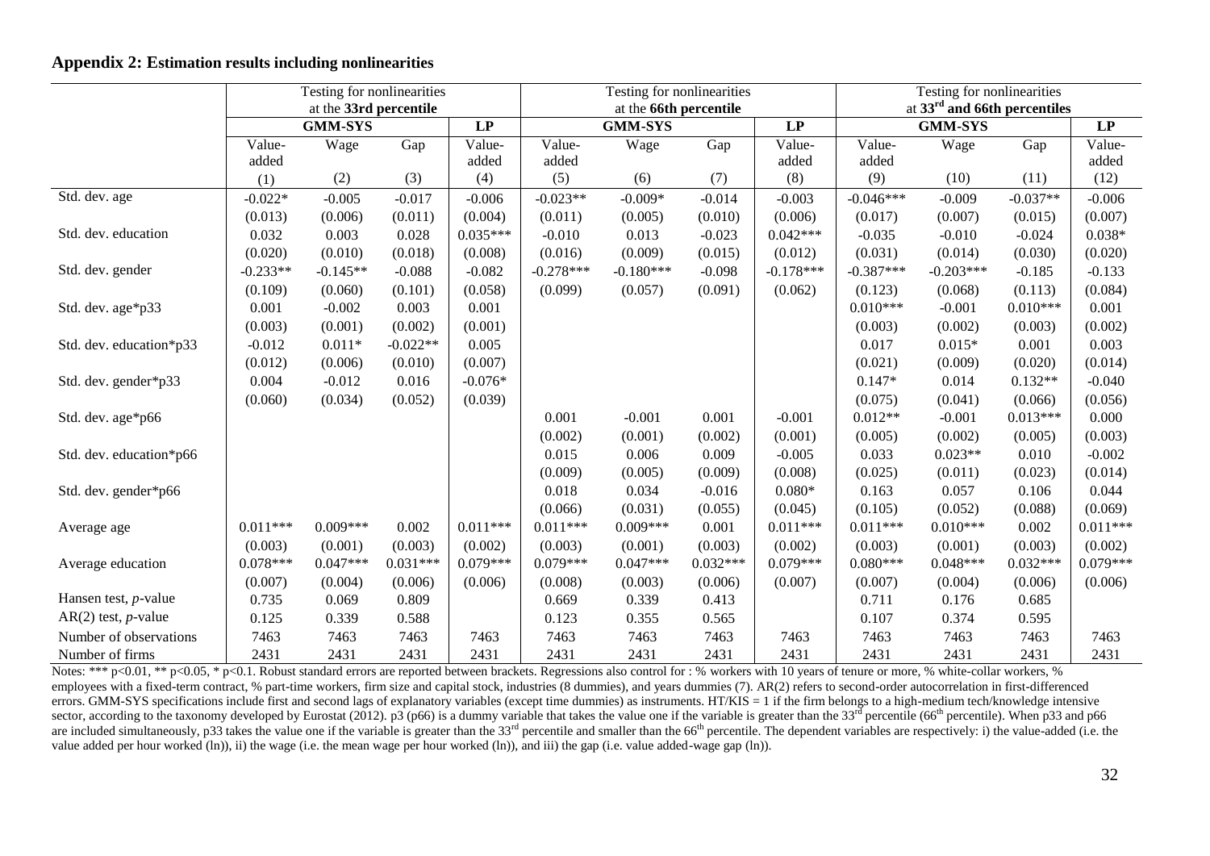## Appendix 2: Estimation results including nonlinearities

| | Testing for nonlinearities at the **33rd percentile** | | | | Testing for nonlinearities at the **66th percentile** | | | | Testing for nonlinearities at **33rd and 66th percentiles** | | | |
|---|---|---|---|---|---|---|---|---|---|---|---|---|
| | **GMM-SYS** | | | **LP** | **GMM-SYS** | | | **LP** | **GMM-SYS** | | | **LP** |
| | Value-added | Wage | Gap | Value-added | Value-added | Wage | Gap | Value-added | Value-added | Wage | Gap | Value-added |
| | (1) | (2) | (3) | (4) | (5) | (6) | (7) | (8) | (9) | (10) | (11) | (12) |
| Std. dev. age | -0.022* | -0.005 | -0.017 | -0.006 | -0.023** | -0.009* | -0.014 | -0.003 | -0.046*** | -0.009 | -0.037** | -0.006 |
| | (0.013) | (0.006) | (0.011) | (0.004) | (0.011) | (0.005) | (0.010) | (0.006) | (0.017) | (0.007) | (0.015) | (0.007) |
| Std. dev. education | 0.032 | 0.003 | 0.028 | 0.035*** | -0.010 | 0.013 | -0.023 | 0.042*** | -0.035 | -0.010 | -0.024 | 0.038* |
| | (0.020) | (0.010) | (0.018) | (0.008) | (0.016) | (0.009) | (0.015) | (0.012) | (0.031) | (0.014) | (0.030) | (0.020) |
| Std. dev. gender | -0.233** | -0.145** | -0.088 | -0.082 | -0.278*** | -0.180*** | -0.098 | -0.178*** | -0.387*** | -0.203*** | -0.185 | -0.133 |
| | (0.109) | (0.060) | (0.101) | (0.058) | (0.099) | (0.057) | (0.091) | (0.062) | (0.123) | (0.068) | (0.113) | (0.084) |
| Std. dev. age*p33 | 0.001 | -0.002 | 0.003 | 0.001 | | | | | 0.010*** | -0.001 | 0.010*** | 0.001 |
| | (0.003) | (0.001) | (0.002) | (0.001) | | | | | (0.003) | (0.002) | (0.003) | (0.002) |
| Std. dev. education*p33 | -0.012 | 0.011* | -0.022** | 0.005 | | | | | 0.017 | 0.015* | 0.001 | 0.003 |
| | (0.012) | (0.006) | (0.010) | (0.007) | | | | | (0.021) | (0.009) | (0.020) | (0.014) |
| Std. dev. gender*p33 | 0.004 | -0.012 | 0.016 | -0.076* | | | | | 0.147* | 0.014 | 0.132** | -0.040 |
| | (0.060) | (0.034) | (0.052) | (0.039) | | | | | (0.075) | (0.041) | (0.066) | (0.056) |
| Std. dev. age*p66 | | | | | 0.001 | -0.001 | 0.001 | -0.001 | 0.012** | -0.001 | 0.013*** | 0.000 |
| | | | | | (0.002) | (0.001) | (0.002) | (0.001) | (0.005) | (0.002) | (0.005) | (0.003) |
| Std. dev. education*p66 | | | | | 0.015 | 0.006 | 0.009 | -0.005 | 0.033 | 0.023** | 0.010 | -0.002 |
| | | | | | (0.009) | (0.005) | (0.009) | (0.008) | (0.025) | (0.011) | (0.023) | (0.014) |
| Std. dev. gender*p66 | | | | | 0.018 | 0.034 | -0.016 | 0.080* | 0.163 | 0.057 | 0.106 | 0.044 |
| | | | | | (0.066) | (0.031) | (0.055) | (0.045) | (0.105) | (0.052) | (0.088) | (0.069) |
| Average age | 0.011*** | 0.009*** | 0.002 | 0.011*** | 0.011*** | 0.009*** | 0.001 | 0.011*** | 0.011*** | 0.010*** | 0.002 | 0.011*** |
| | (0.003) | (0.001) | (0.003) | (0.002) | (0.003) | (0.001) | (0.003) | (0.002) | (0.003) | (0.001) | (0.003) | (0.002) |
| Average education | 0.078*** | 0.047*** | 0.031*** | 0.079*** | 0.079*** | 0.047*** | 0.032*** | 0.079*** | 0.080*** | 0.048*** | 0.032*** | 0.079*** |
| | (0.007) | (0.004) | (0.006) | (0.006) | (0.008) | (0.003) | (0.006) | (0.007) | (0.007) | (0.004) | (0.006) | (0.006) |
| Hansen test, *p*-value | 0.735 | 0.069 | 0.809 | | 0.669 | 0.339 | 0.413 | | 0.711 | 0.176 | 0.685 | |
| AR(2) test, *p*-value | 0.125 | 0.339 | 0.588 | | 0.123 | 0.355 | 0.565 | | 0.107 | 0.374 | 0.595 | |
| Number of observations | 7463 | 7463 | 7463 | 7463 | 7463 | 7463 | 7463 | 7463 | 7463 | 7463 | 7463 | 7463 |
| Number of firms | 2431 | 2431 | 2431 | 2431 | 2431 | 2431 | 2431 | 2431 | 2431 | 2431 | 2431 | 2431 |

Notes: *** p<0.01, ** p<0.05, * p<0.1. Robust standard errors are reported between brackets. Regressions also control for : % workers with 10 years of tenure or more, % white-collar workers, % employees with a fixed-term contract, % part-time workers, firm size and capital stock, industries (8 dummies), and years dummies (7). AR(2) refers to second-order autocorrelation in first-differenced errors. GMM-SYS specifications include first and second lags of explanatory variables (except time dummies) as instruments. HT/KIS = 1 if the firm belongs to a high-medium tech/knowledge intensive sector, according to the taxonomy developed by Eurostat (2012). p3 (p66) is a dummy variable that takes the value one if the variable is greater than the 33rd percentile (66th percentile). When p33 and p66 are included simultaneously, p33 takes the value one if the variable is greater than the 33rd percentile and smaller than the 66th percentile. The dependent variables are respectively: i) the value-added (i.e. the value added per hour worked (ln)), ii) the wage (i.e. the mean wage per hour worked (ln)), and iii) the gap (i.e. value added-wage gap (ln)).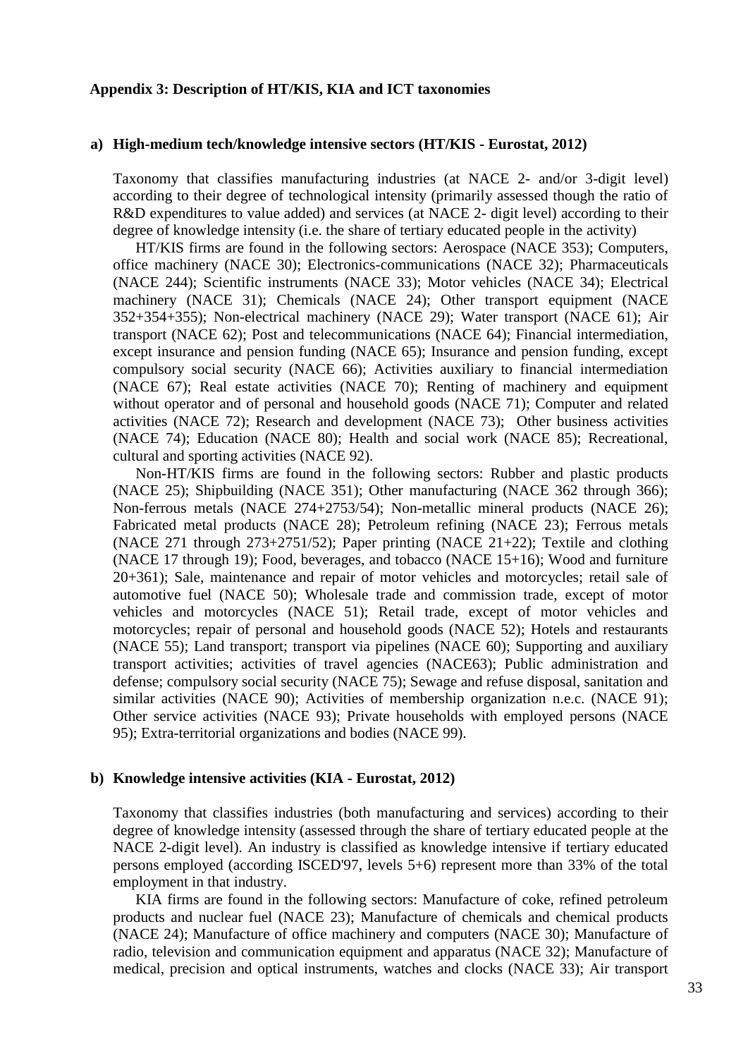### Appendix 3: Description of HT/KIS, KIA and ICT taxonomies

**a) High-medium tech/knowledge intensive sectors (HT/KIS - Eurostat, 2012)**

Taxonomy that classifies manufacturing industries (at NACE 2- and/or 3-digit level) according to their degree of technological intensity (primarily assessed though the ratio of R&D expenditures to value added) and services (at NACE 2- digit level) according to their degree of knowledge intensity (i.e. the share of tertiary educated people in the activity)

HT/KIS firms are found in the following sectors: Aerospace (NACE 353); Computers, office machinery (NACE 30); Electronics-communications (NACE 32); Pharmaceuticals (NACE 244); Scientific instruments (NACE 33); Motor vehicles (NACE 34); Electrical machinery (NACE 31); Chemicals (NACE 24); Other transport equipment (NACE 352+354+355); Non-electrical machinery (NACE 29); Water transport (NACE 61); Air transport (NACE 62); Post and telecommunications (NACE 64); Financial intermediation, except insurance and pension funding (NACE 65); Insurance and pension funding, except compulsory social security (NACE 66); Activities auxiliary to financial intermediation (NACE 67); Real estate activities (NACE 70); Renting of machinery and equipment without operator and of personal and household goods (NACE 71); Computer and related activities (NACE 72); Research and development (NACE 73); Other business activities (NACE 74); Education (NACE 80); Health and social work (NACE 85); Recreational, cultural and sporting activities (NACE 92).

Non-HT/KIS firms are found in the following sectors: Rubber and plastic products (NACE 25); Shipbuilding (NACE 351); Other manufacturing (NACE 362 through 366); Non-ferrous metals (NACE 274+2753/54); Non-metallic mineral products (NACE 26); Fabricated metal products (NACE 28); Petroleum refining (NACE 23); Ferrous metals (NACE 271 through 273+2751/52); Paper printing (NACE 21+22); Textile and clothing (NACE 17 through 19); Food, beverages, and tobacco (NACE 15+16); Wood and furniture 20+361); Sale, maintenance and repair of motor vehicles and motorcycles; retail sale of automotive fuel (NACE 50); Wholesale trade and commission trade, except of motor vehicles and motorcycles (NACE 51); Retail trade, except of motor vehicles and motorcycles; repair of personal and household goods (NACE 52); Hotels and restaurants (NACE 55); Land transport; transport via pipelines (NACE 60); Supporting and auxiliary transport activities; activities of travel agencies (NACE63); Public administration and defense; compulsory social security (NACE 75); Sewage and refuse disposal, sanitation and similar activities (NACE 90); Activities of membership organization n.e.c. (NACE 91); Other service activities (NACE 93); Private households with employed persons (NACE 95); Extra-territorial organizations and bodies (NACE 99).

**b) Knowledge intensive activities (KIA - Eurostat, 2012)**

Taxonomy that classifies industries (both manufacturing and services) according to their degree of knowledge intensity (assessed through the share of tertiary educated people at the NACE 2-digit level). An industry is classified as knowledge intensive if tertiary educated persons employed (according ISCED'97, levels 5+6) represent more than 33% of the total employment in that industry.

KIA firms are found in the following sectors: Manufacture of coke, refined petroleum products and nuclear fuel (NACE 23); Manufacture of chemicals and chemical products (NACE 24); Manufacture of office machinery and computers (NACE 30); Manufacture of radio, television and communication equipment and apparatus (NACE 32); Manufacture of medical, precision and optical instruments, watches and clocks (NACE 33); Air transport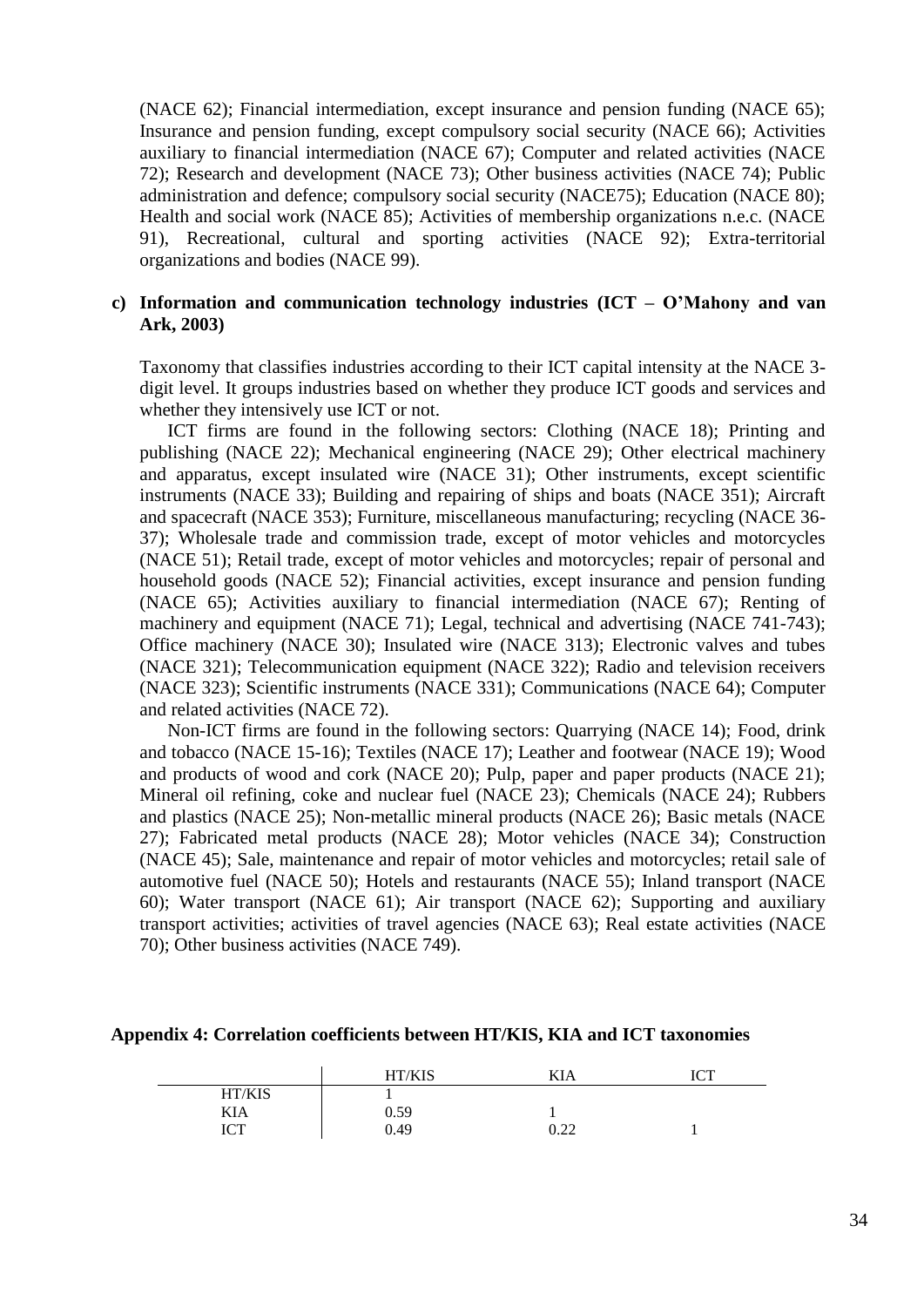(NACE 62); Financial intermediation, except insurance and pension funding (NACE 65); Insurance and pension funding, except compulsory social security (NACE 66); Activities auxiliary to financial intermediation (NACE 67); Computer and related activities (NACE 72); Research and development (NACE 73); Other business activities (NACE 74); Public administration and defence; compulsory social security (NACE75); Education (NACE 80); Health and social work (NACE 85); Activities of membership organizations n.e.c. (NACE 91), Recreational, cultural and sporting activities (NACE 92); Extra-territorial organizations and bodies (NACE 99).

**c) Information and communication technology industries (ICT – O'Mahony and van Ark, 2003)**

Taxonomy that classifies industries according to their ICT capital intensity at the NACE 3-digit level. It groups industries based on whether they produce ICT goods and services and whether they intensively use ICT or not.

ICT firms are found in the following sectors: Clothing (NACE 18); Printing and publishing (NACE 22); Mechanical engineering (NACE 29); Other electrical machinery and apparatus, except insulated wire (NACE 31); Other instruments, except scientific instruments (NACE 33); Building and repairing of ships and boats (NACE 351); Aircraft and spacecraft (NACE 353); Furniture, miscellaneous manufacturing; recycling (NACE 36-37); Wholesale trade and commission trade, except of motor vehicles and motorcycles (NACE 51); Retail trade, except of motor vehicles and motorcycles; repair of personal and household goods (NACE 52); Financial activities, except insurance and pension funding (NACE 65); Activities auxiliary to financial intermediation (NACE 67); Renting of machinery and equipment (NACE 71); Legal, technical and advertising (NACE 741-743); Office machinery (NACE 30); Insulated wire (NACE 313); Electronic valves and tubes (NACE 321); Telecommunication equipment (NACE 322); Radio and television receivers (NACE 323); Scientific instruments (NACE 331); Communications (NACE 64); Computer and related activities (NACE 72).

Non-ICT firms are found in the following sectors: Quarrying (NACE 14); Food, drink and tobacco (NACE 15-16); Textiles (NACE 17); Leather and footwear (NACE 19); Wood and products of wood and cork (NACE 20); Pulp, paper and paper products (NACE 21); Mineral oil refining, coke and nuclear fuel (NACE 23); Chemicals (NACE 24); Rubbers and plastics (NACE 25); Non-metallic mineral products (NACE 26); Basic metals (NACE 27); Fabricated metal products (NACE 28); Motor vehicles (NACE 34); Construction (NACE 45); Sale, maintenance and repair of motor vehicles and motorcycles; retail sale of automotive fuel (NACE 50); Hotels and restaurants (NACE 55); Inland transport (NACE 60); Water transport (NACE 61); Air transport (NACE 62); Supporting and auxiliary transport activities; activities of travel agencies (NACE 63); Real estate activities (NACE 70); Other business activities (NACE 749).

**Appendix 4: Correlation coefficients between HT/KIS, KIA and ICT taxonomies**

| | HT/KIS | KIA | ICT |
|---|---|---|---|
| HT/KIS | 1 | | |
| KIA | 0.59 | 1 | |
| ICT | 0.49 | 0.22 | 1 |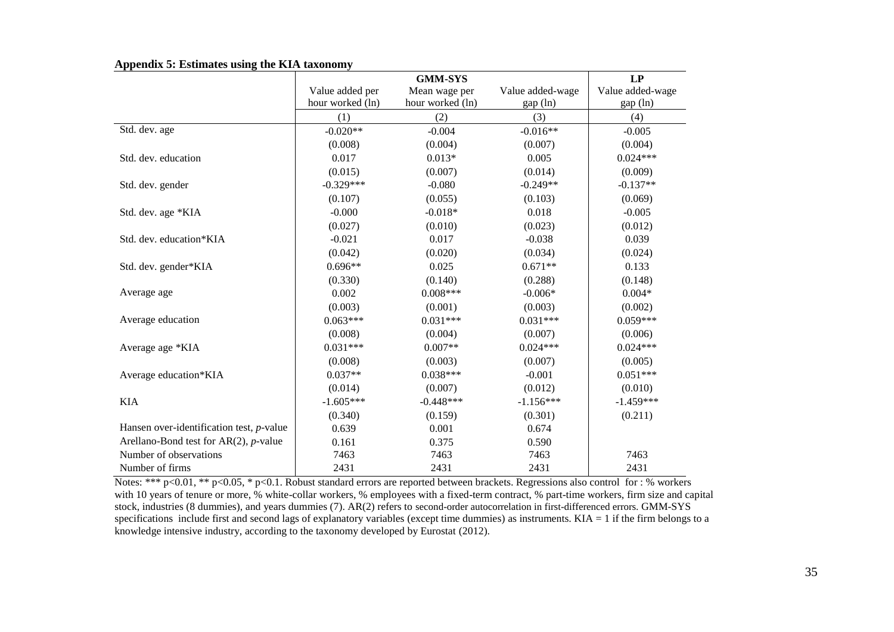**Appendix 5: Estimates using the KIA taxonomy**

| | GMM-SYS | | | LP |
|---|---|---|---|---|
| | Value added per hour worked (ln) | Mean wage per hour worked (ln) | Value added-wage gap (ln) | Value added-wage gap (ln) |
| | (1) | (2) | (3) | (4) |
| Std. dev. age | -0.020** | -0.004 | -0.016** | -0.005 |
| | (0.008) | (0.004) | (0.007) | (0.004) |
| Std. dev. education | 0.017 | 0.013* | 0.005 | 0.024*** |
| | (0.015) | (0.007) | (0.014) | (0.009) |
| Std. dev. gender | -0.329*** | -0.080 | -0.249** | -0.137** |
| | (0.107) | (0.055) | (0.103) | (0.069) |
| Std. dev. age *KIA | -0.000 | -0.018* | 0.018 | -0.005 |
| | (0.027) | (0.010) | (0.023) | (0.012) |
| Std. dev. education*KIA | -0.021 | 0.017 | -0.038 | 0.039 |
| | (0.042) | (0.020) | (0.034) | (0.024) |
| Std. dev. gender*KIA | 0.696** | 0.025 | 0.671** | 0.133 |
| | (0.330) | (0.140) | (0.288) | (0.148) |
| Average age | 0.002 | 0.008*** | -0.006* | 0.004* |
| | (0.003) | (0.001) | (0.003) | (0.002) |
| Average education | 0.063*** | 0.031*** | 0.031*** | 0.059*** |
| | (0.008) | (0.004) | (0.007) | (0.006) |
| Average age *KIA | 0.031*** | 0.007** | 0.024*** | 0.024*** |
| | (0.008) | (0.003) | (0.007) | (0.005) |
| Average education*KIA | 0.037** | 0.038*** | -0.001 | 0.051*** |
| | (0.014) | (0.007) | (0.012) | (0.010) |
| KIA | -1.605*** | -0.448*** | -1.156*** | -1.459*** |
| | (0.340) | (0.159) | (0.301) | (0.211) |
| Hansen over-identification test, *p*-value | 0.639 | 0.001 | 0.674 | |
| Arellano-Bond test for AR(2), *p*-value | 0.161 | 0.375 | 0.590 | |
| Number of observations | 7463 | 7463 | 7463 | 7463 |
| Number of firms | 2431 | 2431 | 2431 | 2431 |

Notes: *** p<0.01, ** p<0.05, * p<0.1. Robust standard errors are reported between brackets. Regressions also control for : % workers with 10 years of tenure or more, % white-collar workers, % employees with a fixed-term contract, % part-time workers, firm size and capital stock, industries (8 dummies), and years dummies (7). AR(2) refers to second-order autocorrelation in first-differenced errors. GMM-SYS specifications include first and second lags of explanatory variables (except time dummies) as instruments. KIA = 1 if the firm belongs to a knowledge intensive industry, according to the taxonomy developed by Eurostat (2012).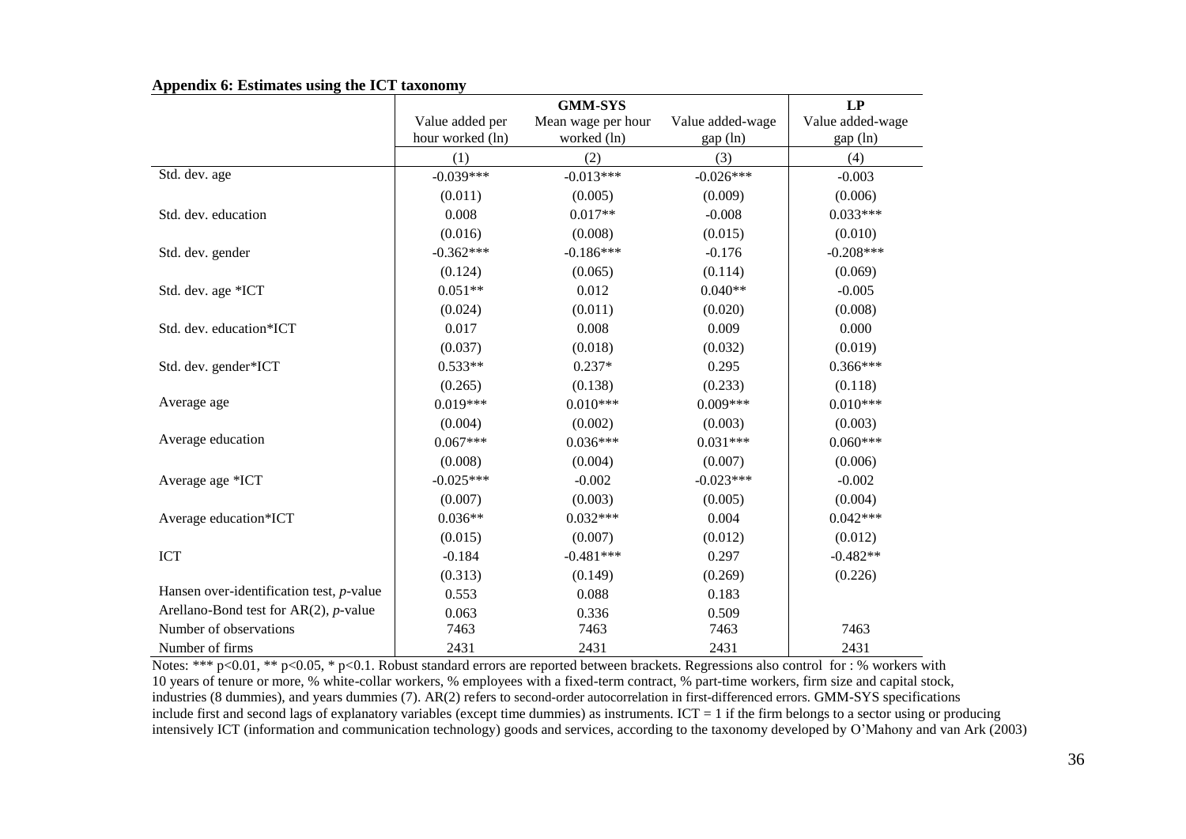**Appendix 6: Estimates using the ICT taxonomy**

| | GMM-SYS | | | LP |
|---|---|---|---|---|
| | Value added per hour worked (ln) | Mean wage per hour worked (ln) | Value added-wage gap (ln) | Value added-wage gap (ln) |
| | (1) | (2) | (3) | (4) |
| Std. dev. age | -0.039*** | -0.013*** | -0.026*** | -0.003 |
| | (0.011) | (0.005) | (0.009) | (0.006) |
| Std. dev. education | 0.008 | 0.017** | -0.008 | 0.033*** |
| | (0.016) | (0.008) | (0.015) | (0.010) |
| Std. dev. gender | -0.362*** | -0.186*** | -0.176 | -0.208*** |
| | (0.124) | (0.065) | (0.114) | (0.069) |
| Std. dev. age *ICT | 0.051** | 0.012 | 0.040** | -0.005 |
| | (0.024) | (0.011) | (0.020) | (0.008) |
| Std. dev. education*ICT | 0.017 | 0.008 | 0.009 | 0.000 |
| | (0.037) | (0.018) | (0.032) | (0.019) |
| Std. dev. gender*ICT | 0.533** | 0.237* | 0.295 | 0.366*** |
| | (0.265) | (0.138) | (0.233) | (0.118) |
| Average age | 0.019*** | 0.010*** | 0.009*** | 0.010*** |
| | (0.004) | (0.002) | (0.003) | (0.003) |
| Average education | 0.067*** | 0.036*** | 0.031*** | 0.060*** |
| | (0.008) | (0.004) | (0.007) | (0.006) |
| Average age *ICT | -0.025*** | -0.002 | -0.023*** | -0.002 |
| | (0.007) | (0.003) | (0.005) | (0.004) |
| Average education*ICT | 0.036** | 0.032*** | 0.004 | 0.042*** |
| | (0.015) | (0.007) | (0.012) | (0.012) |
| ICT | -0.184 | -0.481*** | 0.297 | -0.482** |
| | (0.313) | (0.149) | (0.269) | (0.226) |
| Hansen over-identification test, *p*-value | 0.553 | 0.088 | 0.183 | |
| Arellano-Bond test for AR(2), *p*-value | 0.063 | 0.336 | 0.509 | |
| Number of observations | 7463 | 7463 | 7463 | 7463 |
| Number of firms | 2431 | 2431 | 2431 | 2431 |

Notes: *** p<0.01, ** p<0.05, * p<0.1. Robust standard errors are reported between brackets. Regressions also control for : % workers with 10 years of tenure or more, % white-collar workers, % employees with a fixed-term contract, % part-time workers, firm size and capital stock, industries (8 dummies), and years dummies (7). AR(2) refers to second-order autocorrelation in first-differenced errors. GMM-SYS specifications include first and second lags of explanatory variables (except time dummies) as instruments. ICT = 1 if the firm belongs to a sector using or producing intensively ICT (information and communication technology) goods and services, according to the taxonomy developed by O'Mahony and van Ark (2003)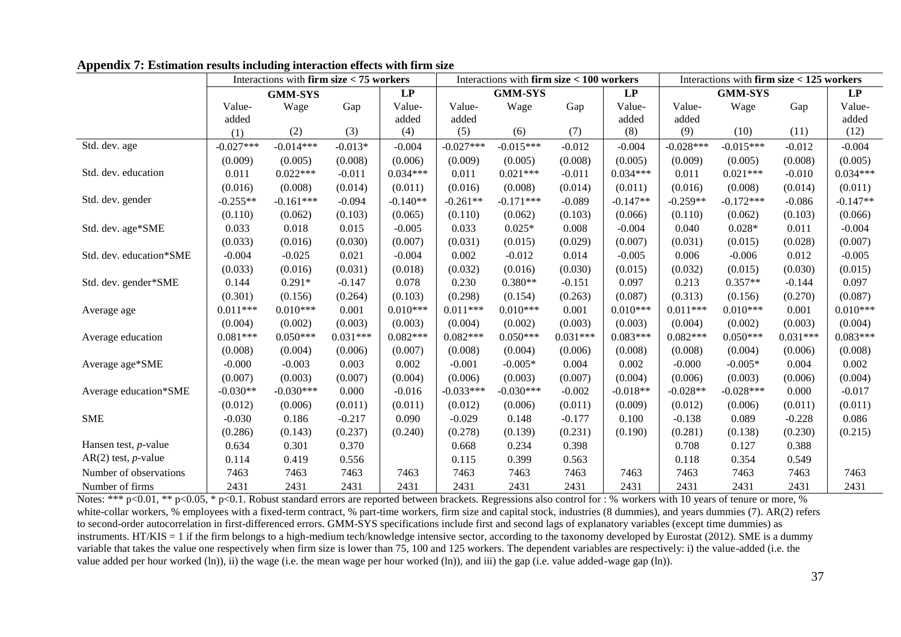## Appendix 7: Estimation results including interaction effects with firm size

| | Interactions with **firm size < 75 workers** | | | | Interactions with **firm size < 100 workers** | | | | Interactions with **firm size < 125 workers** | | | |
|---|---|---|---|---|---|---|---|---|---|---|---|---|
| | GMM-SYS | | | LP | GMM-SYS | | | LP | GMM-SYS | | | LP |
| | Value-added | Wage | Gap | Value-added | Value-added | Wage | Gap | Value-added | Value-added | Wage | Gap | Value-added |
| | (1) | (2) | (3) | (4) | (5) | (6) | (7) | (8) | (9) | (10) | (11) | (12) |
| Std. dev. age | -0.027*** | -0.014*** | -0.013* | -0.004 | -0.027*** | -0.015*** | -0.012 | -0.004 | -0.028*** | -0.015*** | -0.012 | -0.004 |
| | (0.009) | (0.005) | (0.008) | (0.006) | (0.009) | (0.005) | (0.008) | (0.005) | (0.009) | (0.005) | (0.008) | (0.005) |
| Std. dev. education | 0.011 | 0.022*** | -0.011 | 0.034*** | 0.011 | 0.021*** | -0.011 | 0.034*** | 0.011 | 0.021*** | -0.010 | 0.034*** |
| | (0.016) | (0.008) | (0.014) | (0.011) | (0.016) | (0.008) | (0.014) | (0.011) | (0.016) | (0.008) | (0.014) | (0.011) |
| Std. dev. gender | -0.255** | -0.161*** | -0.094 | -0.140** | -0.261** | -0.171*** | -0.089 | -0.147** | -0.259** | -0.172*** | -0.086 | -0.147** |
| | (0.110) | (0.062) | (0.103) | (0.065) | (0.110) | (0.062) | (0.103) | (0.066) | (0.110) | (0.062) | (0.103) | (0.066) |
| Std. dev. age*SME | 0.033 | 0.018 | 0.015 | -0.005 | 0.033 | 0.025* | 0.008 | -0.004 | 0.040 | 0.028* | 0.011 | -0.004 |
| | (0.033) | (0.016) | (0.030) | (0.007) | (0.031) | (0.015) | (0.029) | (0.007) | (0.031) | (0.015) | (0.028) | (0.007) |
| Std. dev. education*SME | -0.004 | -0.025 | 0.021 | -0.004 | 0.002 | -0.012 | 0.014 | -0.005 | 0.006 | -0.006 | 0.012 | -0.005 |
| | (0.033) | (0.016) | (0.031) | (0.018) | (0.032) | (0.016) | (0.030) | (0.015) | (0.032) | (0.015) | (0.030) | (0.015) |
| Std. dev. gender*SME | 0.144 | 0.291* | -0.147 | 0.078 | 0.230 | 0.380** | -0.151 | 0.097 | 0.213 | 0.357** | -0.144 | 0.097 |
| | (0.301) | (0.156) | (0.264) | (0.103) | (0.298) | (0.154) | (0.263) | (0.087) | (0.313) | (0.156) | (0.270) | (0.087) |
| Average age | 0.011*** | 0.010*** | 0.001 | 0.010*** | 0.011*** | 0.010*** | 0.001 | 0.010*** | 0.011*** | 0.010*** | 0.001 | 0.010*** |
| | (0.004) | (0.002) | (0.003) | (0.003) | (0.004) | (0.002) | (0.003) | (0.003) | (0.004) | (0.002) | (0.003) | (0.004) |
| Average education | 0.081*** | 0.050*** | 0.031*** | 0.082*** | 0.082*** | 0.050*** | 0.031*** | 0.083*** | 0.082*** | 0.050*** | 0.031*** | 0.083*** |
| | (0.008) | (0.004) | (0.006) | (0.007) | (0.008) | (0.004) | (0.006) | (0.008) | (0.008) | (0.004) | (0.006) | (0.008) |
| Average age*SME | -0.000 | -0.003 | 0.003 | 0.002 | -0.001 | -0.005* | 0.004 | 0.002 | -0.000 | -0.005* | 0.004 | 0.002 |
| | (0.007) | (0.003) | (0.007) | (0.004) | (0.006) | (0.003) | (0.007) | (0.004) | (0.006) | (0.003) | (0.006) | (0.004) |
| Average education*SME | -0.030** | -0.030*** | 0.000 | -0.016 | -0.033*** | -0.030*** | -0.002 | -0.018** | -0.028** | -0.028*** | 0.000 | -0.017 |
| | (0.012) | (0.006) | (0.011) | (0.011) | (0.012) | (0.006) | (0.011) | (0.009) | (0.012) | (0.006) | (0.011) | (0.011) |
| SME | -0.030 | 0.186 | -0.217 | 0.090 | -0.029 | 0.148 | -0.177 | 0.100 | -0.138 | 0.089 | -0.228 | 0.086 |
| | (0.286) | (0.143) | (0.237) | (0.240) | (0.278) | (0.139) | (0.231) | (0.190) | (0.281) | (0.138) | (0.230) | (0.215) |
| Hansen test, *p*-value | 0.634 | 0.301 | 0.370 | | 0.668 | 0.234 | 0.398 | | 0.708 | 0.127 | 0.388 | |
| AR(2) test, *p*-value | 0.114 | 0.419 | 0.556 | | 0.115 | 0.399 | 0.563 | | 0.118 | 0.354 | 0.549 | |
| Number of observations | 7463 | 7463 | 7463 | 7463 | 7463 | 7463 | 7463 | 7463 | 7463 | 7463 | 7463 | 7463 |
| Number of firms | 2431 | 2431 | 2431 | 2431 | 2431 | 2431 | 2431 | 2431 | 2431 | 2431 | 2431 | 2431 |

Notes: *** p<0.01, ** p<0.05, * p<0.1. Robust standard errors are reported between brackets. Regressions also control for : % workers with 10 years of tenure or more, % white-collar workers, % employees with a fixed-term contract, % part-time workers, firm size and capital stock, industries (8 dummies), and years dummies (7). AR(2) refers to second-order autocorrelation in first-differenced errors. GMM-SYS specifications include first and second lags of explanatory variables (except time dummies) as instruments. HT/KIS = 1 if the firm belongs to a high-medium tech/knowledge intensive sector, according to the taxonomy developed by Eurostat (2012). SME is a dummy variable that takes the value one respectively when firm size is lower than 75, 100 and 125 workers. The dependent variables are respectively: i) the value-added (i.e. the value added per hour worked (ln)), ii) the wage (i.e. the mean wage per hour worked (ln)), and iii) the gap (i.e. value added-wage gap (ln)).